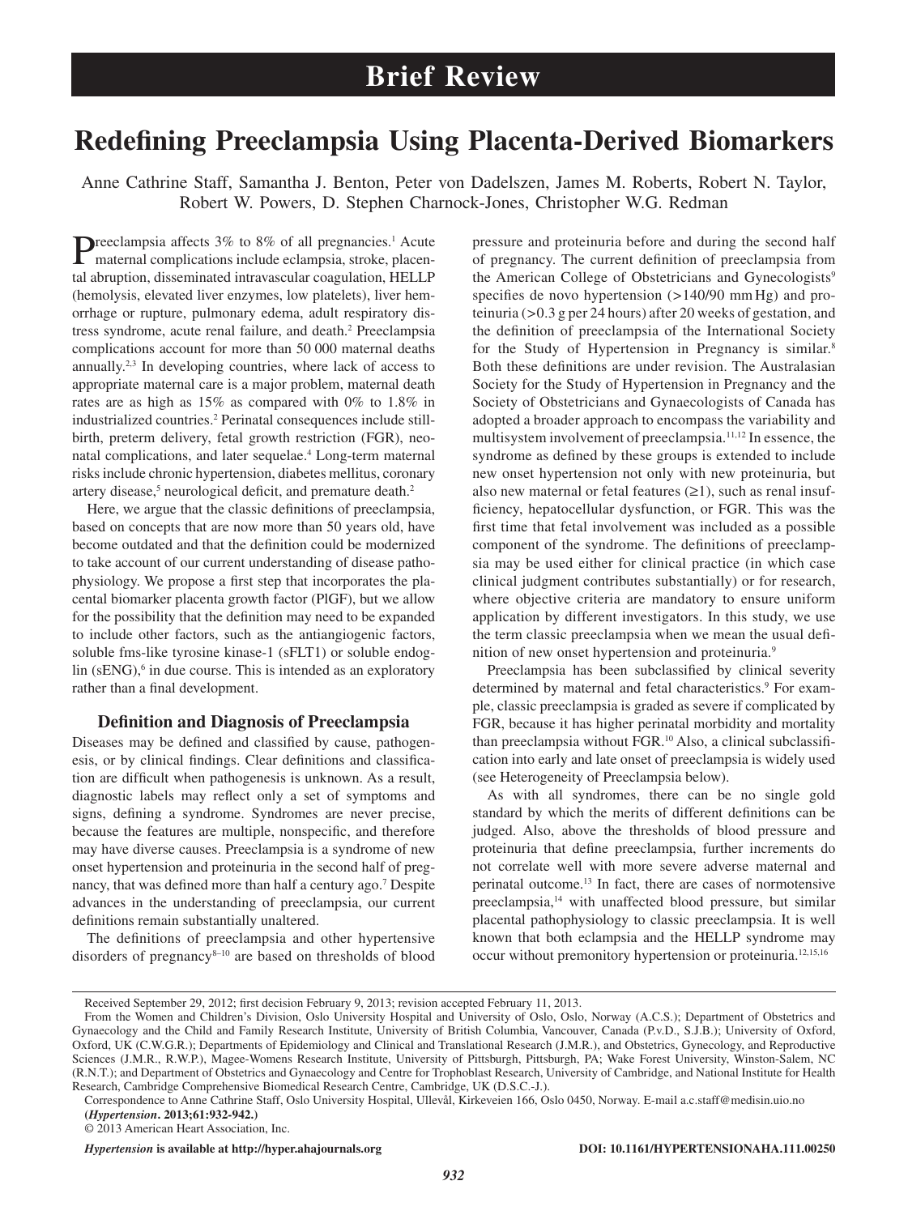# Brief Review

# Redefining Preeclampsia Using Placenta-Derived Biomarkers

Anne Cathrine Staff, Samantha J. Benton, Peter von Dadelszen, James M. Roberts, Robert N. Taylor, Robert W. Powers, D. Stephen Charnock-Jones, Christopher W.G. Redman

Preeclampsia affects 3% to 8% of all pregnancies.[1] Acute maternal complications include eclampsia, stroke, placental abruption, disseminated intravascular coagulation, HELLP (hemolysis, elevated liver enzymes, low platelets), liver hemorrhage or rupture, pulmonary edema, adult respiratory distress syndrome, acute renal failure, and death.[2] Preeclampsia complications account for more than 50 000 maternal deaths annually.[2,3] In developing countries, where lack of access to appropriate maternal care is a major problem, maternal death rates are as high as 15% as compared with 0% to 1.8% in industrialized countries.[2] Perinatal consequences include stillbirth, preterm delivery, fetal growth restriction (FGR), neonatal complications, and later sequelae.[4] Long-term maternal risks include chronic hypertension, diabetes mellitus, coronary artery disease,[5] neurological deficit, and premature death.[2]

Here, we argue that the classic definitions of preeclampsia, based on concepts that are now more than 50 years old, have become outdated and that the definition could be modernized to take account of our current understanding of disease pathophysiology. We propose a first step that incorporates the placental biomarker placenta growth factor (PlGF), but we allow for the possibility that the definition may need to be expanded to include other factors, such as the antiangiogenic factors, soluble fms-like tyrosine kinase-1 (sFLT1) or soluble endoglin (sENG),[6] in due course. This is intended as an exploratory rather than a final development.

## Definition and Diagnosis of Preeclampsia

Diseases may be defined and classified by cause, pathogenesis, or by clinical findings. Clear definitions and classification are difficult when pathogenesis is unknown. As a result, diagnostic labels may reflect only a set of symptoms and signs, defining a syndrome. Syndromes are never precise, because the features are multiple, nonspecific, and therefore may have diverse causes. Preeclampsia is a syndrome of new onset hypertension and proteinuria in the second half of pregnancy, that was defined more than half a century ago.[7] Despite advances in the understanding of preeclampsia, our current definitions remain substantially unaltered.

The definitions of preeclampsia and other hypertensive disorders of pregnancy[8–10] are based on thresholds of blood pressure and proteinuria before and during the second half of pregnancy. The current definition of preeclampsia from the American College of Obstetricians and Gynecologists[9] specifies de novo hypertension (>140/90 mm Hg) and proteinuria (>0.3 g per 24 hours) after 20 weeks of gestation, and the definition of preeclampsia of the International Society for the Study of Hypertension in Pregnancy is similar.[8] Both these definitions are under revision. The Australasian Society for the Study of Hypertension in Pregnancy and the Society of Obstetricians and Gynaecologists of Canada has adopted a broader approach to encompass the variability and multisystem involvement of preeclampsia.[11,12] In essence, the syndrome as defined by these groups is extended to include new onset hypertension not only with new proteinuria, but also new maternal or fetal features (≥1), such as renal insufficiency, hepatocellular dysfunction, or FGR. This was the first time that fetal involvement was included as a possible component of the syndrome. The definitions of preeclampsia may be used either for clinical practice (in which case clinical judgment contributes substantially) or for research, where objective criteria are mandatory to ensure uniform application by different investigators. In this study, we use the term classic preeclampsia when we mean the usual definition of new onset hypertension and proteinuria.[9]

Preeclampsia has been subclassified by clinical severity determined by maternal and fetal characteristics.[9] For example, classic preeclampsia is graded as severe if complicated by FGR, because it has higher perinatal morbidity and mortality than preeclampsia without FGR.[10] Also, a clinical subclassification into early and late onset of preeclampsia is widely used (see Heterogeneity of Preeclampsia below).

As with all syndromes, there can be no single gold standard by which the merits of different definitions can be judged. Also, above the thresholds of blood pressure and proteinuria that define preeclampsia, further increments do not correlate well with more severe adverse maternal and perinatal outcome.[13] In fact, there are cases of normotensive preeclampsia,[14] with unaffected blood pressure, but similar placental pathophysiology to classic preeclampsia. It is well known that both eclampsia and the HELLP syndrome may occur without premonitory hypertension or proteinuria.[12,15,16]

Received September 29, 2012; first decision February 9, 2013; revision accepted February 11, 2013.

From the Women and Children's Division, Oslo University Hospital and University of Oslo, Oslo, Norway (A.C.S.); Department of Obstetrics and Gynaecology and the Child and Family Research Institute, University of British Columbia, Vancouver, Canada (P.v.D., S.J.B.); University of Oxford, Oxford, UK (C.W.G.R.); Departments of Epidemiology and Clinical and Translational Research (J.M.R.), and Obstetrics, Gynecology, and Reproductive Sciences (J.M.R., R.W.P.), Magee-Womens Research Institute, University of Pittsburgh, Pittsburgh, PA; Wake Forest University, Winston-Salem, NC (R.N.T.); and Department of Obstetrics and Gynaecology and Centre for Trophoblast Research, University of Cambridge, and National Institute for Health Research, Cambridge Comprehensive Biomedical Research Centre, Cambridge, UK (D.S.C.-J.).

Correspondence to Anne Cathrine Staff, Oslo University Hospital, Ullevål, Kirkeveien 166, Oslo 0450, Norway. E-mail a.c.staff@medisin.uio.no

(*Hypertension*. 2013;61:932-942.)

© 2013 American Heart Association, Inc.

*Hypertension* is available at http://hyper.ahajournals.org DOI: 10.1161/HYPERTENSIONAHA.111.00250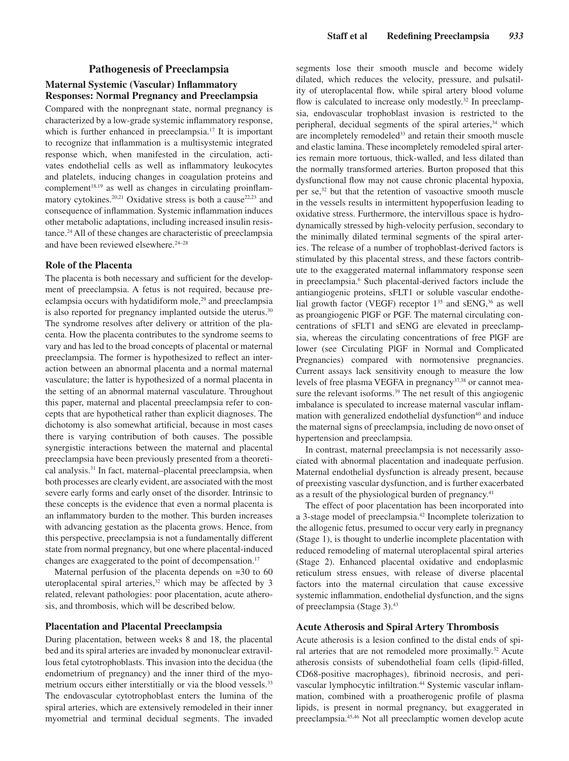## Pathogenesis of Preeclampsia

### Maternal Systemic (Vascular) Inflammatory Responses: Normal Pregnancy and Preeclampsia

Compared with the nonpregnant state, normal pregnancy is characterized by a low-grade systemic inflammatory response, which is further enhanced in preeclampsia.[17] It is important to recognize that inflammation is a multisystemic integrated response which, when manifested in the circulation, activates endothelial cells as well as inflammatory leukocytes and platelets, inducing changes in coagulation proteins and complement[18,19] as well as changes in circulating proinflammatory cytokines.[20,21] Oxidative stress is both a cause[22,23] and consequence of inflammation. Systemic inflammation induces other metabolic adaptations, including increased insulin resistance.[24] All of these changes are characteristic of preeclampsia and have been reviewed elsewhere.[24–28]

### Role of the Placenta

The placenta is both necessary and sufficient for the development of preeclampsia. A fetus is not required, because preeclampsia occurs with hydatidiform mole,[29] and preeclampsia is also reported for pregnancy implanted outside the uterus.[30] The syndrome resolves after delivery or attrition of the placenta. How the placenta contributes to the syndrome seems to vary and has led to the broad concepts of placental or maternal preeclampsia. The former is hypothesized to reflect an interaction between an abnormal placenta and a normal maternal vasculature; the latter is hypothesized of a normal placenta in the setting of an abnormal maternal vasculature. Throughout this paper, maternal and placental preeclampsia refer to concepts that are hypothetical rather than explicit diagnoses. The dichotomy is also somewhat artificial, because in most cases there is varying contribution of both causes. The possible synergistic interactions between the maternal and placental preeclampsia have been previously presented from a theoretical analysis.[31] In fact, maternal–placental preeclampsia, when both processes are clearly evident, are associated with the most severe early forms and early onset of the disorder. Intrinsic to these concepts is the evidence that even a normal placenta is an inflammatory burden to the mother. This burden increases with advancing gestation as the placenta grows. Hence, from this perspective, preeclampsia is not a fundamentally different state from normal pregnancy, but one where placental-induced changes are exaggerated to the point of decompensation.[17]

Maternal perfusion of the placenta depends on ≈30 to 60 uteroplacental spiral arteries,[32] which may be affected by 3 related, relevant pathologies: poor placentation, acute atherosis, and thrombosis, which will be described below.

### Placentation and Placental Preeclampsia

During placentation, between weeks 8 and 18, the placental bed and its spiral arteries are invaded by mononuclear extravillous fetal cytotrophoblasts. This invasion into the decidua (the endometrium of pregnancy) and the inner third of the myometrium occurs either interstitially or via the blood vessels.[33] The endovascular cytotrophoblast enters the lumina of the spiral arteries, which are extensively remodeled in their inner myometrial and terminal decidual segments. The invaded segments lose their smooth muscle and become widely dilated, which reduces the velocity, pressure, and pulsatility of uteroplacental flow, while spiral artery blood volume flow is calculated to increase only modestly.[32] In preeclampsia, endovascular trophoblast invasion is restricted to the peripheral, decidual segments of the spiral arteries,[34] which are incompletely remodeled[33] and retain their smooth muscle and elastic lamina. These incompletely remodeled spiral arteries remain more tortuous, thick-walled, and less dilated than the normally transformed arteries. Burton proposed that this dysfunctional flow may not cause chronic placental hypoxia, per se,[32] but that the retention of vasoactive smooth muscle in the vessels results in intermittent hypoperfusion leading to oxidative stress. Furthermore, the intervillous space is hydrodynamically stressed by high-velocity perfusion, secondary to the minimally dilated terminal segments of the spiral arteries. The release of a number of trophoblast-derived factors is stimulated by this placental stress, and these factors contribute to the exaggerated maternal inflammatory response seen in preeclampsia.[6] Such placental-derived factors include the antiangiogenic proteins, sFLT1 or soluble vascular endothelial growth factor (VEGF) receptor 1[35] and sENG,[36] as well as proangiogenic PlGF or PGF. The maternal circulating concentrations of sFLT1 and sENG are elevated in preeclampsia, whereas the circulating concentrations of free PlGF are lower (see Circulating PlGF in Normal and Complicated Pregnancies) compared with normotensive pregnancies. Current assays lack sensitivity enough to measure the low levels of free plasma VEGFA in pregnancy[37,38] or cannot measure the relevant isoforms.[39] The net result of this angiogenic imbalance is speculated to increase maternal vascular inflammation with generalized endothelial dysfunction[40] and induce the maternal signs of preeclampsia, including de novo onset of hypertension and preeclampsia.

In contrast, maternal preeclampsia is not necessarily associated with abnormal placentation and inadequate perfusion. Maternal endothelial dysfunction is already present, because of preexisting vascular dysfunction, and is further exacerbated as a result of the physiological burden of pregnancy.[41]

The effect of poor placentation has been incorporated into a 3-stage model of preeclampsia.[42] Incomplete tolerization to the allogenic fetus, presumed to occur very early in pregnancy (Stage 1), is thought to underlie incomplete placentation with reduced remodeling of maternal uteroplacental spiral arteries (Stage 2). Enhanced placental oxidative and endoplasmic reticulum stress ensues, with release of diverse placental factors into the maternal circulation that cause excessive systemic inflammation, endothelial dysfunction, and the signs of preeclampsia (Stage 3).[43]

### Acute Atherosis and Spiral Artery Thrombosis

Acute atherosis is a lesion confined to the distal ends of spiral arteries that are not remodeled more proximally.[32] Acute atherosis consists of subendothelial foam cells (lipid-filled, CD68-positive macrophages), fibrinoid necrosis, and perivascular lymphocytic infiltration.[44] Systemic vascular inflammation, combined with a proatherogenic profile of plasma lipids, is present in normal pregnancy, but exaggerated in preeclampsia.[45,46] Not all preeclamptic women develop acute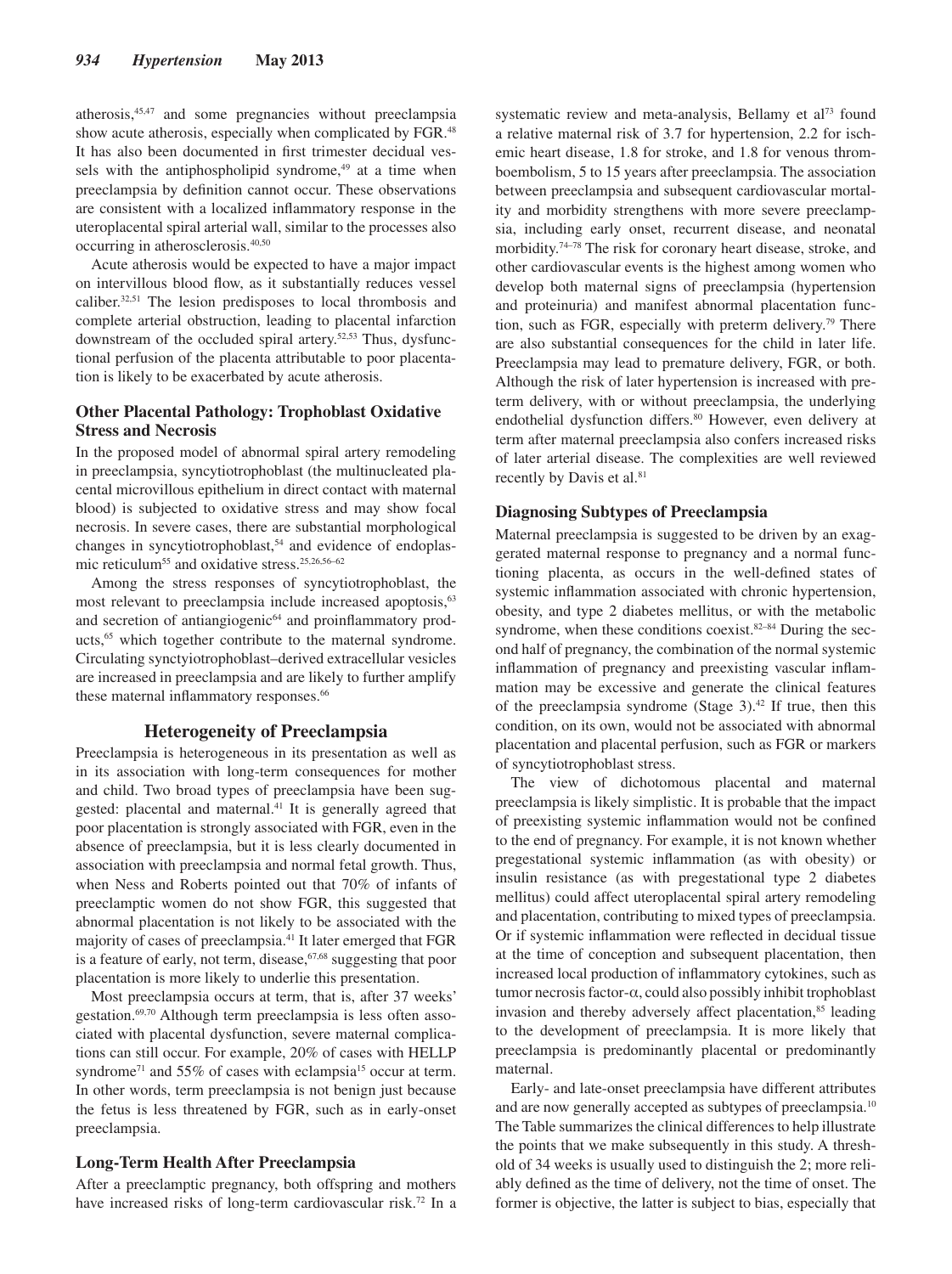atherosis,[45,47] and some pregnancies without preeclampsia show acute atherosis, especially when complicated by FGR.[48] It has also been documented in first trimester decidual vessels with the antiphospholipid syndrome,[49] at a time when preeclampsia by definition cannot occur. These observations are consistent with a localized inflammatory response in the uteroplacental spiral arterial wall, similar to the processes also occurring in atherosclerosis.[40,50]

Acute atherosis would be expected to have a major impact on intervillous blood flow, as it substantially reduces vessel caliber.[32,51] The lesion predisposes to local thrombosis and complete arterial obstruction, leading to placental infarction downstream of the occluded spiral artery.[52,53] Thus, dysfunctional perfusion of the placenta attributable to poor placentation is likely to be exacerbated by acute atherosis.

### Other Placental Pathology: Trophoblast Oxidative Stress and Necrosis

In the proposed model of abnormal spiral artery remodeling in preeclampsia, syncytiotrophoblast (the multinucleated placental microvillous epithelium in direct contact with maternal blood) is subjected to oxidative stress and may show focal necrosis. In severe cases, there are substantial morphological changes in syncytiotrophoblast,[54] and evidence of endoplasmic reticulum[55] and oxidative stress.[25,26,56–62]

Among the stress responses of syncytiotrophoblast, the most relevant to preeclampsia include increased apoptosis,[63] and secretion of antiangiogenic[64] and proinflammatory products,[65] which together contribute to the maternal syndrome. Circulating synctyiotrophoblast–derived extracellular vesicles are increased in preeclampsia and are likely to further amplify these maternal inflammatory responses.[66]

## Heterogeneity of Preeclampsia

Preeclampsia is heterogeneous in its presentation as well as in its association with long-term consequences for mother and child. Two broad types of preeclampsia have been suggested: placental and maternal.[41] It is generally agreed that poor placentation is strongly associated with FGR, even in the absence of preeclampsia, but it is less clearly documented in association with preeclampsia and normal fetal growth. Thus, when Ness and Roberts pointed out that 70% of infants of preeclamptic women do not show FGR, this suggested that abnormal placentation is not likely to be associated with the majority of cases of preeclampsia.[41] It later emerged that FGR is a feature of early, not term, disease,[67,68] suggesting that poor placentation is more likely to underlie this presentation.

Most preeclampsia occurs at term, that is, after 37 weeks' gestation.[69,70] Although term preeclampsia is less often associated with placental dysfunction, severe maternal complications can still occur. For example, 20% of cases with HELLP syndrome[71] and 55% of cases with eclampsia[15] occur at term. In other words, term preeclampsia is not benign just because the fetus is less threatened by FGR, such as in early-onset preeclampsia.

### Long-Term Health After Preeclampsia

After a preeclamptic pregnancy, both offspring and mothers have increased risks of long-term cardiovascular risk.[72] In a systematic review and meta-analysis, Bellamy et al[73] found a relative maternal risk of 3.7 for hypertension, 2.2 for ischemic heart disease, 1.8 for stroke, and 1.8 for venous thromboembolism, 5 to 15 years after preeclampsia. The association between preeclampsia and subsequent cardiovascular mortality and morbidity strengthens with more severe preeclampsia, including early onset, recurrent disease, and neonatal morbidity.[74–78] The risk for coronary heart disease, stroke, and other cardiovascular events is the highest among women who develop both maternal signs of preeclampsia (hypertension and proteinuria) and manifest abnormal placentation function, such as FGR, especially with preterm delivery.[79] There are also substantial consequences for the child in later life. Preeclampsia may lead to premature delivery, FGR, or both. Although the risk of later hypertension is increased with preterm delivery, with or without preeclampsia, the underlying endothelial dysfunction differs.[80] However, even delivery at term after maternal preeclampsia also confers increased risks of later arterial disease. The complexities are well reviewed recently by Davis et al.[81]

### Diagnosing Subtypes of Preeclampsia

Maternal preeclampsia is suggested to be driven by an exaggerated maternal response to pregnancy and a normal functioning placenta, as occurs in the well-defined states of systemic inflammation associated with chronic hypertension, obesity, and type 2 diabetes mellitus, or with the metabolic syndrome, when these conditions coexist.[82–84] During the second half of pregnancy, the combination of the normal systemic inflammation of pregnancy and preexisting vascular inflammation may be excessive and generate the clinical features of the preeclampsia syndrome (Stage 3).[42] If true, then this condition, on its own, would not be associated with abnormal placentation and placental perfusion, such as FGR or markers of syncytiotrophoblast stress.

The view of dichotomous placental and maternal preeclampsia is likely simplistic. It is probable that the impact of preexisting systemic inflammation would not be confined to the end of pregnancy. For example, it is not known whether pregestational systemic inflammation (as with obesity) or insulin resistance (as with pregestational type 2 diabetes mellitus) could affect uteroplacental spiral artery remodeling and placentation, contributing to mixed types of preeclampsia. Or if systemic inflammation were reflected in decidual tissue at the time of conception and subsequent placentation, then increased local production of inflammatory cytokines, such as tumor necrosis factor-$\alpha$, could also possibly inhibit trophoblast invasion and thereby adversely affect placentation,[85] leading to the development of preeclampsia. It is more likely that preeclampsia is predominantly placental or predominantly maternal.

Early- and late-onset preeclampsia have different attributes and are now generally accepted as subtypes of preeclampsia.[10] The Table summarizes the clinical differences to help illustrate the points that we make subsequently in this study. A threshold of 34 weeks is usually used to distinguish the 2; more reliably defined as the time of delivery, not the time of onset. The former is objective, the latter is subject to bias, especially that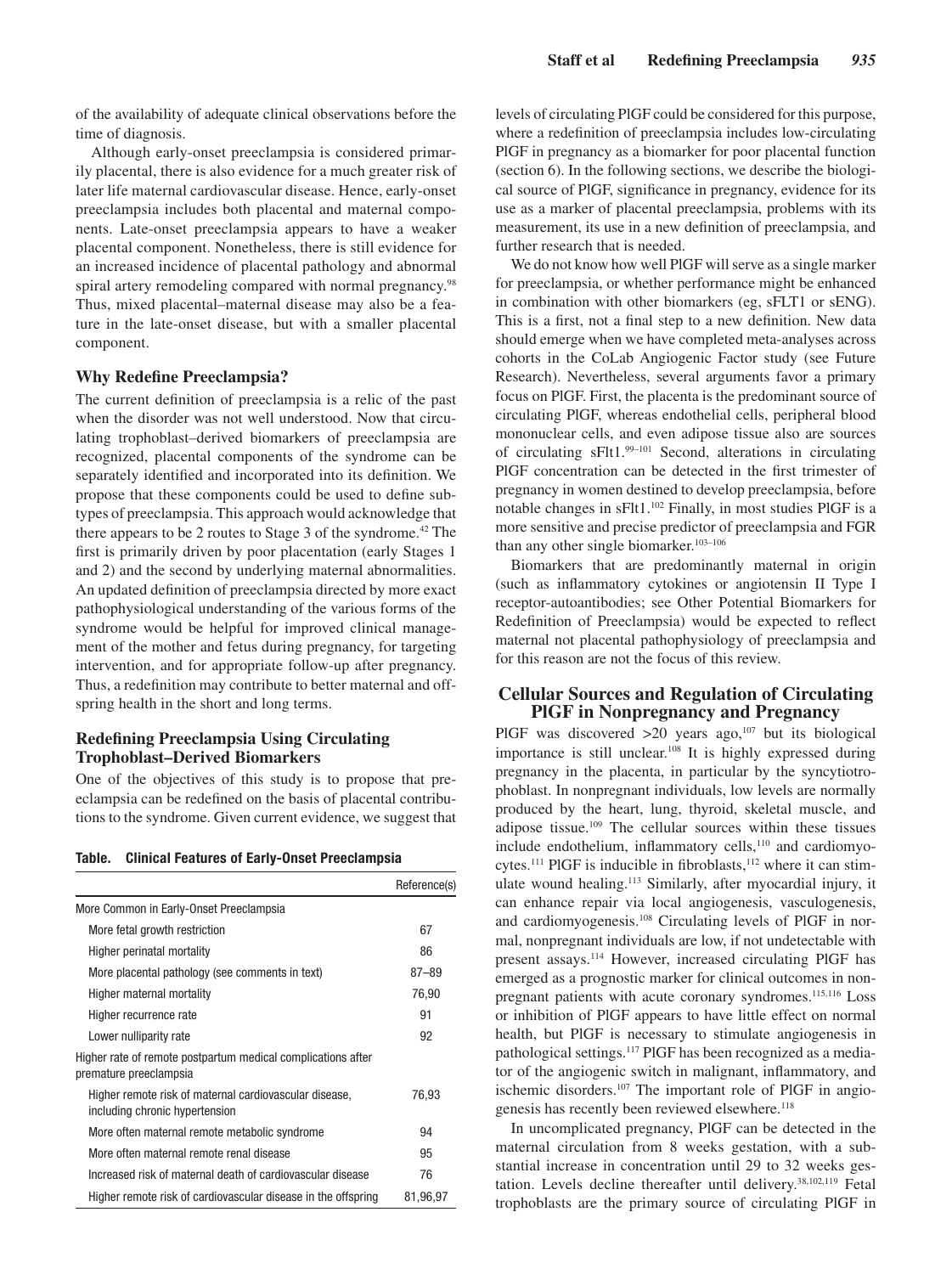of the availability of adequate clinical observations before the time of diagnosis.

Although early-onset preeclampsia is considered primarily placental, there is also evidence for a much greater risk of later life maternal cardiovascular disease. Hence, early-onset preeclampsia includes both placental and maternal components. Late-onset preeclampsia appears to have a weaker placental component. Nonetheless, there is still evidence for an increased incidence of placental pathology and abnormal spiral artery remodeling compared with normal pregnancy.[98] Thus, mixed placental–maternal disease may also be a feature in the late-onset disease, but with a smaller placental component.

### Why Redefine Preeclampsia?

The current definition of preeclampsia is a relic of the past when the disorder was not well understood. Now that circulating trophoblast–derived biomarkers of preeclampsia are recognized, placental components of the syndrome can be separately identified and incorporated into its definition. We propose that these components could be used to define subtypes of preeclampsia. This approach would acknowledge that there appears to be 2 routes to Stage 3 of the syndrome.[42] The first is primarily driven by poor placentation (early Stages 1 and 2) and the second by underlying maternal abnormalities. An updated definition of preeclampsia directed by more exact pathophysiological understanding of the various forms of the syndrome would be helpful for improved clinical management of the mother and fetus during pregnancy, for targeting intervention, and for appropriate follow-up after pregnancy. Thus, a redefinition may contribute to better maternal and offspring health in the short and long terms.

### Redefining Preeclampsia Using Circulating Trophoblast–Derived Biomarkers

One of the objectives of this study is to propose that preeclampsia can be redefined on the basis of placental contributions to the syndrome. Given current evidence, we suggest that levels of circulating PlGF could be considered for this purpose, where a redefinition of preeclampsia includes low-circulating PlGF in pregnancy as a biomarker for poor placental function (section 6). In the following sections, we describe the biological source of PlGF, significance in pregnancy, evidence for its use as a marker of placental preeclampsia, problems with its measurement, its use in a new definition of preeclampsia, and further research that is needed.

We do not know how well PlGF will serve as a single marker for preeclampsia, or whether performance might be enhanced in combination with other biomarkers (eg, sFLT1 or sENG). This is a first, not a final step to a new definition. New data should emerge when we have completed meta-analyses across cohorts in the CoLab Angiogenic Factor study (see Future Research). Nevertheless, several arguments favor a primary focus on PlGF. First, the placenta is the predominant source of circulating PlGF, whereas endothelial cells, peripheral blood mononuclear cells, and even adipose tissue also are sources of circulating sFlt1.[99–101] Second, alterations in circulating PlGF concentration can be detected in the first trimester of pregnancy in women destined to develop preeclampsia, before notable changes in sFlt1.[102] Finally, in most studies PlGF is a more sensitive and precise predictor of preeclampsia and FGR than any other single biomarker.[103–106]

Biomarkers that are predominantly maternal in origin (such as inflammatory cytokines or angiotensin II Type I receptor-autoantibodies; see Other Potential Biomarkers for Redefinition of Preeclampsia) would be expected to reflect maternal not placental pathophysiology of preeclampsia and for this reason are not the focus of this review.

**Table. Clinical Features of Early-Onset Preeclampsia**

| | Reference(s) |
|---|---|
| More Common in Early-Onset Preeclampsia | |
| More fetal growth restriction | 67 |
| Higher perinatal mortality | 86 |
| More placental pathology (see comments in text) | 87–89 |
| Higher maternal mortality | 76,90 |
| Higher recurrence rate | 91 |
| Lower nulliparity rate | 92 |
| Higher rate of remote postpartum medical complications after premature preeclampsia | |
| Higher remote risk of maternal cardiovascular disease, including chronic hypertension | 76,93 |
| More often maternal remote metabolic syndrome | 94 |
| More often maternal remote renal disease | 95 |
| Increased risk of maternal death of cardiovascular disease | 76 |
| Higher remote risk of cardiovascular disease in the offspring | 81,96,97 |

### Cellular Sources and Regulation of Circulating PlGF in Nonpregnancy and Pregnancy

PlGF was discovered >20 years ago,[107] but its biological importance is still unclear.[108] It is highly expressed during pregnancy in the placenta, in particular by the syncytiotrophoblast. In nonpregnant individuals, low levels are normally produced by the heart, lung, thyroid, skeletal muscle, and adipose tissue.[109] The cellular sources within these tissues include endothelium, inflammatory cells,[110] and cardiomyocytes.[111] PlGF is inducible in fibroblasts,[112] where it can stimulate wound healing.[113] Similarly, after myocardial injury, it can enhance repair via local angiogenesis, vasculogenesis, and cardiomyogenesis.[108] Circulating levels of PlGF in normal, nonpregnant individuals are low, if not undetectable with present assays.[114] However, increased circulating PlGF has emerged as a prognostic marker for clinical outcomes in nonpregnant patients with acute coronary syndromes.[115,116] Loss or inhibition of PlGF appears to have little effect on normal health, but PlGF is necessary to stimulate angiogenesis in pathological settings.[117] PlGF has been recognized as a mediator of the angiogenic switch in malignant, inflammatory, and ischemic disorders.[107] The important role of PlGF in angiogenesis has recently been reviewed elsewhere.[118]

In uncomplicated pregnancy, PlGF can be detected in the maternal circulation from 8 weeks gestation, with a substantial increase in concentration until 29 to 32 weeks gestation. Levels decline thereafter until delivery.[38,102,119] Fetal trophoblasts are the primary source of circulating PlGF in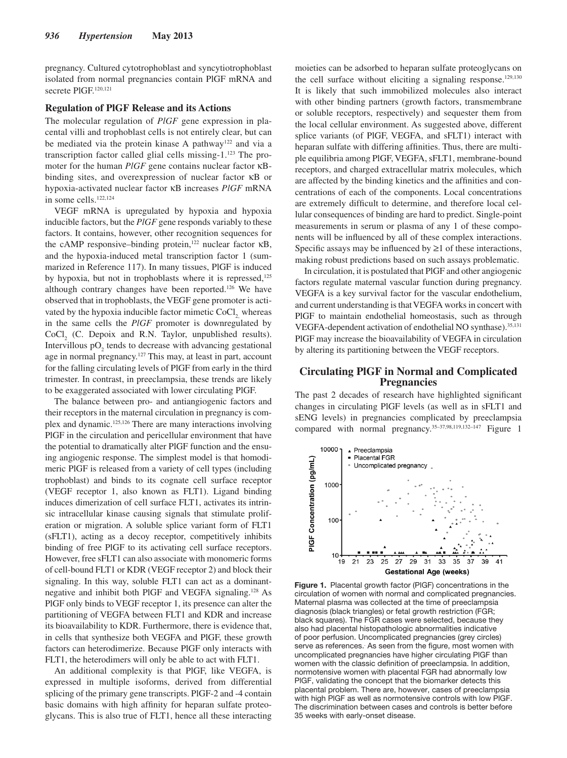pregnancy. Cultured cytotrophoblast and syncytiotrophoblast isolated from normal pregnancies contain PlGF mRNA and secrete PlGF.[120,121]

### Regulation of PlGF Release and its Actions

The molecular regulation of *PlGF* gene expression in placental villi and trophoblast cells is not entirely clear, but can be mediated via the protein kinase A pathway[122] and via a transcription factor called glial cells missing-1.[123] The promoter for the human *PlGF* gene contains nuclear factor κB-binding sites, and overexpression of nuclear factor κB or hypoxia-activated nuclear factor κB increases *PlGF* mRNA in some cells.[122,124]

VEGF mRNA is upregulated by hypoxia and hypoxia inducible factors, but the *PlGF* gene responds variably to these factors. It contains, however, other recognition sequences for the cAMP responsive–binding protein,[122] nuclear factor κB, and the hypoxia-induced metal transcription factor 1 (summarized in Reference 117). In many tissues, PlGF is induced by hypoxia, but not in trophoblasts where it is repressed,[125] although contrary changes have been reported.[126] We have observed that in trophoblasts, the VEGF gene promoter is activated by the hypoxia inducible factor mimetic $CoCl_2$ whereas in the same cells the *PlGF* promoter is downregulated by $CoCl_2$ (C. Depoix and R.N. Taylor, unpublished results). Intervillous $pO_2$ tends to decrease with advancing gestational age in normal pregnancy.[127] This may, at least in part, account for the falling circulating levels of PlGF from early in the third trimester. In contrast, in preeclampsia, these trends are likely to be exaggerated associated with lower circulating PlGF.

The balance between pro- and antiangiogenic factors and their receptors in the maternal circulation in pregnancy is complex and dynamic.[125,126] There are many interactions involving PlGF in the circulation and pericellular environment that have the potential to dramatically alter PlGF function and the ensuing angiogenic response. The simplest model is that homodimeric PlGF is released from a variety of cell types (including trophoblast) and binds to its cognate cell surface receptor (VEGF receptor 1, also known as FLT1). Ligand binding induces dimerization of cell surface FLT1, activates its intrinsic intracellular kinase causing signals that stimulate proliferation or migration. A soluble splice variant form of FLT1 (sFLT1), acting as a decoy receptor, competitively inhibits binding of free PlGF to its activating cell surface receptors. However, free sFLT1 can also associate with monomeric forms of cell-bound FLT1 or KDR (VEGF receptor 2) and block their signaling. In this way, soluble FLT1 can act as a dominant-negative and inhibit both PlGF and VEGFA signaling.[128] As PlGF only binds to VEGF receptor 1, its presence can alter the partitioning of VEGFA between FLT1 and KDR and increase its bioavailability to KDR. Furthermore, there is evidence that, in cells that synthesize both VEGFA and PlGF, these growth factors can heterodimerize. Because PlGF only interacts with FLT1, the heterodimers will only be able to act with FLT1.

An additional complexity is that PlGF, like VEGFA, is expressed in multiple isoforms, derived from differential splicing of the primary gene transcripts. PlGF-2 and -4 contain basic domains with high affinity for heparan sulfate proteoglycans. This is also true of FLT1, hence all these interacting moieties can be adsorbed to heparan sulfate proteoglycans on the cell surface without eliciting a signaling response.[129,130] It is likely that such immobilized molecules also interact with other binding partners (growth factors, transmembrane or soluble receptors, respectively) and sequester them from the local cellular environment. As suggested above, different splice variants (of PlGF, VEGFA, and sFLT1) interact with heparan sulfate with differing affinities. Thus, there are multiple equilibria among PlGF, VEGFA, sFLT1, membrane-bound receptors, and charged extracellular matrix molecules, which are affected by the binding kinetics and the affinities and concentrations of each of the components. Local concentrations are extremely difficult to determine, and therefore local cellular consequences of binding are hard to predict. Single-point measurements in serum or plasma of any 1 of these components will be influenced by all of these complex interactions. Specific assays may be influenced by ≥1 of these interactions, making robust predictions based on such assays problematic.

In circulation, it is postulated that PlGF and other angiogenic factors regulate maternal vascular function during pregnancy. VEGFA is a key survival factor for the vascular endothelium, and current understanding is that VEGFA works in concert with PlGF to maintain endothelial homeostasis, such as through VEGFA-dependent activation of endothelial NO synthase).[35,131] PlGF may increase the bioavailability of VEGFA in circulation by altering its partitioning between the VEGF receptors.

## Circulating PlGF in Normal and Complicated Pregnancies

The past 2 decades of research have highlighted significant changes in circulating PlGF levels (as well as in sFLT1 and sENG levels) in pregnancies complicated by preeclampsia compared with normal pregnancy.[35–37,98,119,132–147] Figure 1

▲ Preeclampsia
■ Placental FGR
● Uncomplicated pregnancy
PlGF Concentration (pg/mL)
10000
1000
100
10
19 21 23 25 27 29 31 33 35 37 39 41
Gestational Age (weeks)

**Figure 1.** Placental growth factor (PlGF) concentrations in the circulation of women with normal and complicated pregnancies. Maternal plasma was collected at the time of preeclampsia diagnosis (black triangles) or fetal growth restriction (FGR; black squares). The FGR cases were selected, because they also had placental histopathologic abnormalities indicative of poor perfusion. Uncomplicated pregnancies (grey circles) serve as references. As seen from the figure, most women with uncomplicated pregnancies have higher circulating PlGF than women with the classic definition of preeclampsia. In addition, normotensive women with placental FGR had abnormally low PlGF, validating the concept that the biomarker detects this placental problem. There are, however, cases of preeclampsia with high PlGF as well as normotensive controls with low PlGF. The discrimination between cases and controls is better before 35 weeks with early-onset disease.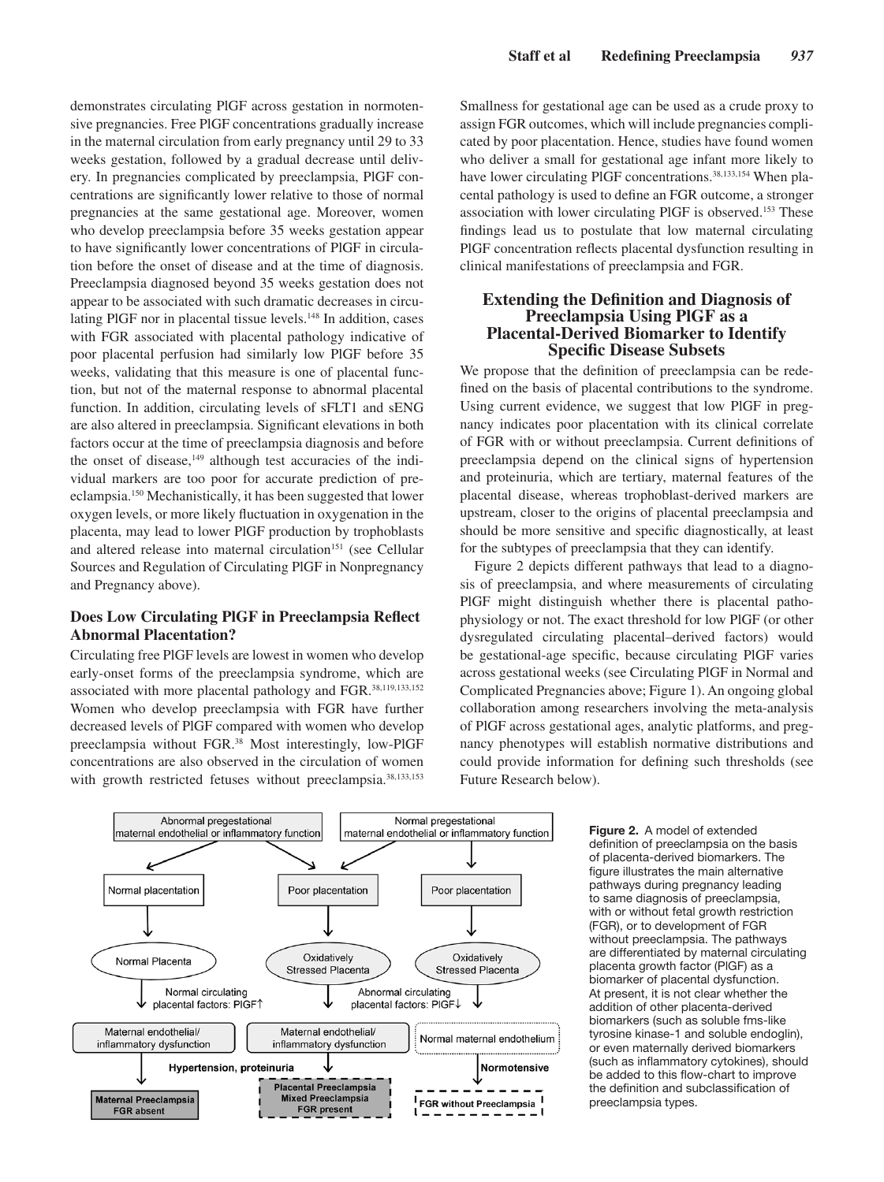demonstrates circulating PlGF across gestation in normotensive pregnancies. Free PlGF concentrations gradually increase in the maternal circulation from early pregnancy until 29 to 33 weeks gestation, followed by a gradual decrease until delivery. In pregnancies complicated by preeclampsia, PlGF concentrations are significantly lower relative to those of normal pregnancies at the same gestational age. Moreover, women who develop preeclampsia before 35 weeks gestation appear to have significantly lower concentrations of PlGF in circulation before the onset of disease and at the time of diagnosis. Preeclampsia diagnosed beyond 35 weeks gestation does not appear to be associated with such dramatic decreases in circulating PlGF nor in placental tissue levels.[148] In addition, cases with FGR associated with placental pathology indicative of poor placental perfusion had similarly low PlGF before 35 weeks, validating that this measure is one of placental function, but not of the maternal response to abnormal placental function. In addition, circulating levels of sFLT1 and sENG are also altered in preeclampsia. Significant elevations in both factors occur at the time of preeclampsia diagnosis and before the onset of disease,[149] although test accuracies of the individual markers are too poor for accurate prediction of preeclampsia.[150] Mechanistically, it has been suggested that lower oxygen levels, or more likely fluctuation in oxygenation in the placenta, may lead to lower PlGF production by trophoblasts and altered release into maternal circulation[151] (see Cellular Sources and Regulation of Circulating PlGF in Nonpregnancy and Pregnancy above).

### Does Low Circulating PlGF in Preeclampsia Reflect Abnormal Placentation?

Circulating free PlGF levels are lowest in women who develop early-onset forms of the preeclampsia syndrome, which are associated with more placental pathology and FGR.[38,119,133,152] Women who develop preeclampsia with FGR have further decreased levels of PlGF compared with women who develop preeclampsia without FGR.[38] Most interestingly, low-PlGF concentrations are also observed in the circulation of women with growth restricted fetuses without preeclampsia.[38,133,153] Smallness for gestational age can be used as a crude proxy to assign FGR outcomes, which will include pregnancies complicated by poor placentation. Hence, studies have found women who deliver a small for gestational age infant more likely to have lower circulating PlGF concentrations.[38,133,154] When placental pathology is used to define an FGR outcome, a stronger association with lower circulating PlGF is observed.[153] These findings lead us to postulate that low maternal circulating PlGF concentration reflects placental dysfunction resulting in clinical manifestations of preeclampsia and FGR.

## Extending the Definition and Diagnosis of Preeclampsia Using PlGF as a Placental-Derived Biomarker to Identify Specific Disease Subsets

We propose that the definition of preeclampsia can be redefined on the basis of placental contributions to the syndrome. Using current evidence, we suggest that low PlGF in pregnancy indicates poor placentation with its clinical correlate of FGR with or without preeclampsia. Current definitions of preeclampsia depend on the clinical signs of hypertension and proteinuria, which are tertiary, maternal features of the placental disease, whereas trophoblast-derived markers are upstream, closer to the origins of placental preeclampsia and should be more sensitive and specific diagnostically, at least for the subtypes of preeclampsia that they can identify.

Figure 2 depicts different pathways that lead to a diagnosis of preeclampsia, and where measurements of circulating PlGF might distinguish whether there is placental pathophysiology or not. The exact threshold for low PlGF (or other dysregulated circulating placental–derived factors) would be gestational-age specific, because circulating PlGF varies across gestational weeks (see Circulating PlGF in Normal and Complicated Pregnancies above; Figure 1). An ongoing global collaboration among researchers involving the meta-analysis of PlGF across gestational ages, analytic platforms, and pregnancy phenotypes will establish normative distributions and could provide information for defining such thresholds (see Future Research below).

Abnormal pregestational maternal endothelial or inflammatory function
Normal pregestational maternal endothelial or inflammatory function
Normal placentation
Poor placentation
Poor placentation
Normal Placenta
Oxidatively Stressed Placenta
Oxidatively Stressed Placenta
Normal circulating placental factors: PlGF↑
Abnormal circulating placental factors: PlGF↓
Maternal endothelial/ inflammatory dysfunction
Maternal endothelial/ inflammatory dysfunction
Normal maternal endothelium
Hypertension, proteinuria
Normotensive
Maternal Preeclampsia FGR absent
Placental Preeclampsia Mixed Preeclampsia FGR present
FGR without Preeclampsia

**Figure 2.** A model of extended definition of preeclampsia on the basis of placenta-derived biomarkers. The figure illustrates the main alternative pathways during pregnancy leading to same diagnosis of preeclampsia, with or without fetal growth restriction (FGR), or to development of FGR without preeclampsia. The pathways are differentiated by maternal circulating placenta growth factor (PlGF) as a biomarker of placental dysfunction. At present, it is not clear whether the addition of other placenta-derived biomarkers (such as soluble fms-like tyrosine kinase-1 and soluble endoglin), or even maternally derived biomarkers (such as inflammatory cytokines), should be added to this flow-chart to improve the definition and subclassification of preeclampsia types.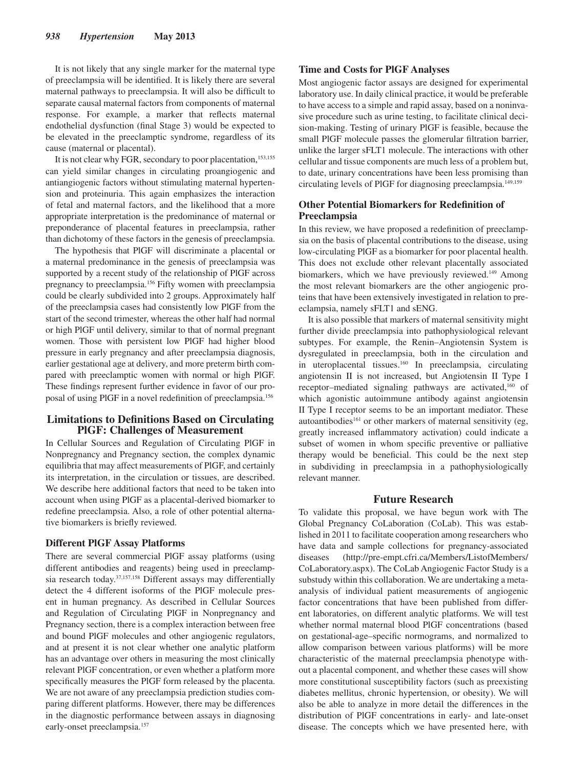It is not likely that any single marker for the maternal type of preeclampsia will be identified. It is likely there are several maternal pathways to preeclampsia. It will also be difficult to separate causal maternal factors from components of maternal response. For example, a marker that reflects maternal endothelial dysfunction (final Stage 3) would be expected to be elevated in the preeclamptic syndrome, regardless of its cause (maternal or placental).

It is not clear why FGR, secondary to poor placentation,[153,155] can yield similar changes in circulating proangiogenic and antiangiogenic factors without stimulating maternal hypertension and proteinuria. This again emphasizes the interaction of fetal and maternal factors, and the likelihood that a more appropriate interpretation is the predominance of maternal or preponderance of placental features in preeclampsia, rather than dichotomy of these factors in the genesis of preeclampsia.

The hypothesis that PlGF will discriminate a placental or a maternal predominance in the genesis of preeclampsia was supported by a recent study of the relationship of PlGF across pregnancy to preeclampsia.[156] Fifty women with preeclampsia could be clearly subdivided into 2 groups. Approximately half of the preeclampsia cases had consistently low PlGF from the start of the second trimester, whereas the other half had normal or high PlGF until delivery, similar to that of normal pregnant women. Those with persistent low PlGF had higher blood pressure in early pregnancy and after preeclampsia diagnosis, earlier gestational age at delivery, and more preterm birth compared with preeclamptic women with normal or high PlGF. These findings represent further evidence in favor of our proposal of using PlGF in a novel redefinition of preeclampsia.[156]

## Limitations to Definitions Based on Circulating PlGF: Challenges of Measurement

In Cellular Sources and Regulation of Circulating PlGF in Nonpregnancy and Pregnancy section, the complex dynamic equilibria that may affect measurements of PlGF, and certainly its interpretation, in the circulation or tissues, are described. We describe here additional factors that need to be taken into account when using PlGF as a placental-derived biomarker to redefine preeclampsia. Also, a role of other potential alternative biomarkers is briefly reviewed.

### Different PlGF Assay Platforms

There are several commercial PlGF assay platforms (using different antibodies and reagents) being used in preeclampsia research today.[37,157,158] Different assays may differentially detect the 4 different isoforms of the PlGF molecule present in human pregnancy. As described in Cellular Sources and Regulation of Circulating PlGF in Nonpregnancy and Pregnancy section, there is a complex interaction between free and bound PlGF molecules and other angiogenic regulators, and at present it is not clear whether one analytic platform has an advantage over others in measuring the most clinically relevant PlGF concentration, or even whether a platform more specifically measures the PlGF form released by the placenta. We are not aware of any preeclampsia prediction studies comparing different platforms. However, there may be differences in the diagnostic performance between assays in diagnosing early-onset preeclampsia.[157]

### Time and Costs for PlGF Analyses

Most angiogenic factor assays are designed for experimental laboratory use. In daily clinical practice, it would be preferable to have access to a simple and rapid assay, based on a noninvasive procedure such as urine testing, to facilitate clinical decision-making. Testing of urinary PlGF is feasible, because the small PlGF molecule passes the glomerular filtration barrier, unlike the larger sFLT1 molecule. The interactions with other cellular and tissue components are much less of a problem but, to date, urinary concentrations have been less promising than circulating levels of PlGF for diagnosing preeclampsia.[149,159]

### Other Potential Biomarkers for Redefinition of Preeclampsia

In this review, we have proposed a redefinition of preeclampsia on the basis of placental contributions to the disease, using low-circulating PlGF as a biomarker for poor placental health. This does not exclude other relevant placentally associated biomarkers, which we have previously reviewed.[149] Among the most relevant biomarkers are the other angiogenic proteins that have been extensively investigated in relation to preeclampsia, namely sFLT1 and sENG.

It is also possible that markers of maternal sensitivity might further divide preeclampsia into pathophysiological relevant subtypes. For example, the Renin–Angiotensin System is dysregulated in preeclampsia, both in the circulation and in uteroplacental tissues.[160] In preeclampsia, circulating angiotensin II is not increased, but Angiotensin II Type I receptor–mediated signaling pathways are activated,[160] of which agonistic autoimmune antibody against angiotensin II Type I receptor seems to be an important mediator. These autoantibodies[161] or other markers of maternal sensitivity (eg, greatly increased inflammatory activation) could indicate a subset of women in whom specific preventive or palliative therapy would be beneficial. This could be the next step in subdividing in preeclampsia in a pathophysiologically relevant manner.

## Future Research

To validate this proposal, we have begun work with The Global Pregnancy CoLaboration (CoLab). This was established in 2011 to facilitate cooperation among researchers who have data and sample collections for pregnancy-associated diseases (http://pre-empt.cfri.ca/Members/ListofMembers/CoLaboratory.aspx). The CoLab Angiogenic Factor Study is a substudy within this collaboration. We are undertaking a meta-analysis of individual patient measurements of angiogenic factor concentrations that have been published from different laboratories, on different analytic platforms. We will test whether normal maternal blood PlGF concentrations (based on gestational-age–specific normograms, and normalized to allow comparison between various platforms) will be more characteristic of the maternal preeclampsia phenotype without a placental component, and whether these cases will show more constitutional susceptibility factors (such as preexisting diabetes mellitus, chronic hypertension, or obesity). We will also be able to analyze in more detail the differences in the distribution of PlGF concentrations in early- and late-onset disease. The concepts which we have presented here, with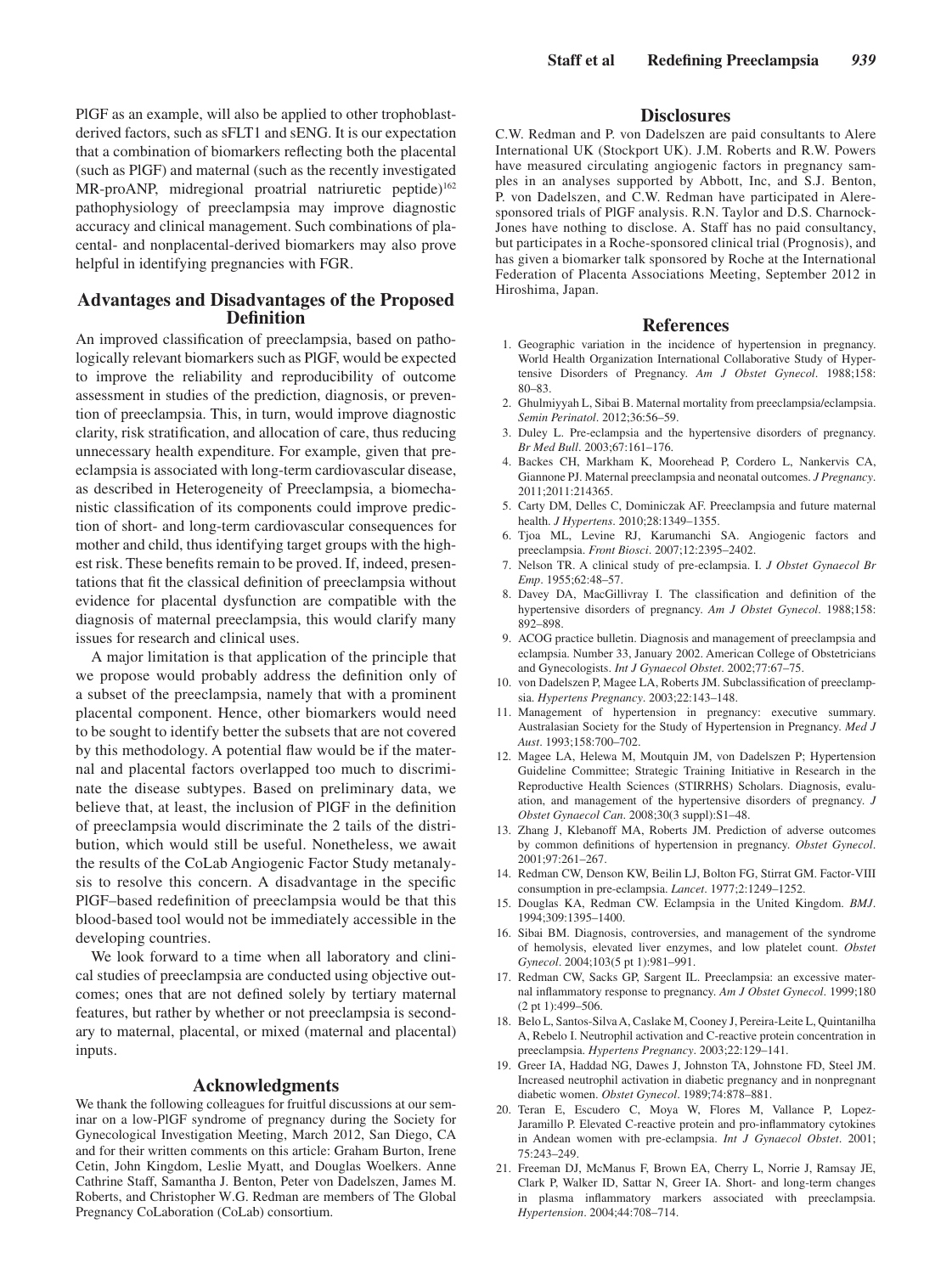PlGF as an example, will also be applied to other trophoblast-derived factors, such as sFLT1 and sENG. It is our expectation that a combination of biomarkers reflecting both the placental (such as PlGF) and maternal (such as the recently investigated MR-proANP, midregional proatrial natriuretic peptide)[162] pathophysiology of preeclampsia may improve diagnostic accuracy and clinical management. Such combinations of placental- and nonplacental-derived biomarkers may also prove helpful in identifying pregnancies with FGR.

## Advantages and Disadvantages of the Proposed Definition

An improved classification of preeclampsia, based on pathologically relevant biomarkers such as PlGF, would be expected to improve the reliability and reproducibility of outcome assessment in studies of the prediction, diagnosis, or prevention of preeclampsia. This, in turn, would improve diagnostic clarity, risk stratification, and allocation of care, thus reducing unnecessary health expenditure. For example, given that preeclampsia is associated with long-term cardiovascular disease, as described in Heterogeneity of Preeclampsia, a biomechanistic classification of its components could improve prediction of short- and long-term cardiovascular consequences for mother and child, thus identifying target groups with the highest risk. These benefits remain to be proved. If, indeed, presentations that fit the classical definition of preeclampsia without evidence for placental dysfunction are compatible with the diagnosis of maternal preeclampsia, this would clarify many issues for research and clinical uses.

A major limitation is that application of the principle that we propose would probably address the definition only of a subset of the preeclampsia, namely that with a prominent placental component. Hence, other biomarkers would need to be sought to identify better the subsets that are not covered by this methodology. A potential flaw would be if the maternal and placental factors overlapped too much to discriminate the disease subtypes. Based on preliminary data, we believe that, at least, the inclusion of PlGF in the definition of preeclampsia would discriminate the 2 tails of the distribution, which would still be useful. Nonetheless, we await the results of the CoLab Angiogenic Factor Study metanalysis to resolve this concern. A disadvantage in the specific PlGF–based redefinition of preeclampsia would be that this blood-based tool would not be immediately accessible in the developing countries.

We look forward to a time when all laboratory and clinical studies of preeclampsia are conducted using objective outcomes; ones that are not defined solely by tertiary maternal features, but rather by whether or not preeclampsia is secondary to maternal, placental, or mixed (maternal and placental) inputs.

## Acknowledgments

We thank the following colleagues for fruitful discussions at our seminar on a low-PlGF syndrome of pregnancy during the Society for Gynecological Investigation Meeting, March 2012, San Diego, CA and for their written comments on this article: Graham Burton, Irene Cetin, John Kingdom, Leslie Myatt, and Douglas Woelkers. Anne Cathrine Staff, Samantha J. Benton, Peter von Dadelszen, James M. Roberts, and Christopher W.G. Redman are members of The Global Pregnancy CoLaboration (CoLab) consortium.

## Disclosures

C.W. Redman and P. von Dadelszen are paid consultants to Alere International UK (Stockport UK). J.M. Roberts and R.W. Powers have measured circulating angiogenic factors in pregnancy samples in an analyses supported by Abbott, Inc, and S.J. Benton, P. von Dadelszen, and C.W. Redman have participated in Alere-sponsored trials of PlGF analysis. R.N. Taylor and D.S. Charnock-Jones have nothing to disclose. A. Staff has no paid consultancy, but participates in a Roche-sponsored clinical trial (Prognosis), and has given a biomarker talk sponsored by Roche at the International Federation of Placenta Associations Meeting, September 2012 in Hiroshima, Japan.

## References

1. Geographic variation in the incidence of hypertension in pregnancy. World Health Organization International Collaborative Study of Hypertensive Disorders of Pregnancy. *Am J Obstet Gynecol*. 1988;158:80–83.
2. Ghulmiyyah L, Sibai B. Maternal mortality from preeclampsia/eclampsia. *Semin Perinatol*. 2012;36:56–59.
3. Duley L. Pre-eclampsia and the hypertensive disorders of pregnancy. *Br Med Bull*. 2003;67:161–176.
4. Backes CH, Markham K, Moorehead P, Cordero L, Nankervis CA, Giannone PJ. Maternal preeclampsia and neonatal outcomes. *J Pregnancy*. 2011;2011:214365.
5. Carty DM, Delles C, Dominiczak AF. Preeclampsia and future maternal health. *J Hypertens*. 2010;28:1349–1355.
6. Tjoa ML, Levine RJ, Karumanchi SA. Angiogenic factors and preeclampsia. *Front Biosci*. 2007;12:2395–2402.
7. Nelson TR. A clinical study of pre-eclampsia. I. *J Obstet Gynaecol Br Emp*. 1955;62:48–57.
8. Davey DA, MacGillivray I. The classification and definition of the hypertensive disorders of pregnancy. *Am J Obstet Gynecol*. 1988;158:892–898.
9. ACOG practice bulletin. Diagnosis and management of preeclampsia and eclampsia. Number 33, January 2002. American College of Obstetricians and Gynecologists. *Int J Gynaecol Obstet*. 2002;77:67–75.
10. von Dadelszen P, Magee LA, Roberts JM. Subclassification of preeclampsia. *Hypertens Pregnancy*. 2003;22:143–148.
11. Management of hypertension in pregnancy: executive summary. Australasian Society for the Study of Hypertension in Pregnancy. *Med J Aust*. 1993;158:700–702.
12. Magee LA, Helewa M, Moutquin JM, von Dadelszen P; Hypertension Guideline Committee; Strategic Training Initiative in Research in the Reproductive Health Sciences (STIRRHS) Scholars. Diagnosis, evaluation, and management of the hypertensive disorders of pregnancy. *J Obstet Gynaecol Can*. 2008;30(3 suppl):S1–48.
13. Zhang J, Klebanoff MA, Roberts JM. Prediction of adverse outcomes by common definitions of hypertension in pregnancy. *Obstet Gynecol*. 2001;97:261–267.
14. Redman CW, Denson KW, Beilin LJ, Bolton FG, Stirrat GM. Factor-VIII consumption in pre-eclampsia. *Lancet*. 1977;2:1249–1252.
15. Douglas KA, Redman CW. Eclampsia in the United Kingdom. *BMJ*. 1994;309:1395–1400.
16. Sibai BM. Diagnosis, controversies, and management of the syndrome of hemolysis, elevated liver enzymes, and low platelet count. *Obstet Gynecol*. 2004;103(5 pt 1):981–991.
17. Redman CW, Sacks GP, Sargent IL. Preeclampsia: an excessive maternal inflammatory response to pregnancy. *Am J Obstet Gynecol*. 1999;180(2 pt 1):499–506.
18. Belo L, Santos-Silva A, Caslake M, Cooney J, Pereira-Leite L, Quintanilha A, Rebelo I. Neutrophil activation and C-reactive protein concentration in preeclampsia. *Hypertens Pregnancy*. 2003;22:129–141.
19. Greer IA, Haddad NG, Dawes J, Johnston TA, Johnstone FD, Steel JM. Increased neutrophil activation in diabetic pregnancy and in nonpregnant diabetic women. *Obstet Gynecol*. 1989;74:878–881.
20. Teran E, Escudero C, Moya W, Flores M, Vallance P, Lopez-Jaramillo P. Elevated C-reactive protein and pro-inflammatory cytokines in Andean women with pre-eclampsia. *Int J Gynaecol Obstet*. 2001;75:243–249.
21. Freeman DJ, McManus F, Brown EA, Cherry L, Norrie J, Ramsay JE, Clark P, Walker ID, Sattar N, Greer IA. Short- and long-term changes in plasma inflammatory markers associated with preeclampsia. *Hypertension*. 2004;44:708–714.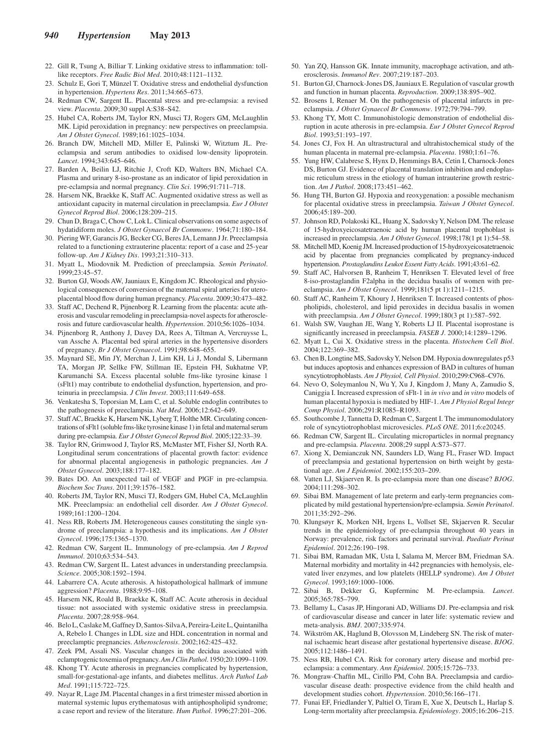22. Gill R, Tsung A, Billiar T. Linking oxidative stress to inflammation: toll-like receptors. *Free Radic Biol Med*. 2010;48:1121–1132.
23. Schulz E, Gori T, Münzel T. Oxidative stress and endothelial dysfunction in hypertension. *Hypertens Res*. 2011;34:665–673.
24. Redman CW, Sargent IL. Placental stress and pre-eclampsia: a revised view. *Placenta*. 2009;30 suppl A:S38–S42.
25. Hubel CA, Roberts JM, Taylor RN, Musci TJ, Rogers GM, McLaughlin MK. Lipid peroxidation in pregnancy: new perspectives on preeclampsia. *Am J Obstet Gynecol*. 1989;161:1025–1034.
26. Branch DW, Mitchell MD, Miller E, Palinski W, Witztum JL. Preeclampsia and serum antibodies to oxidised low-density lipoprotein. *Lancet*. 1994;343:645–646.
27. Barden A, Beilin LJ, Ritchie J, Croft KD, Walters BN, Michael CA. Plasma and urinary 8-iso-prostane as an indicator of lipid peroxidation in pre-eclampsia and normal pregnancy. *Clin Sci*. 1996;91:711–718.
28. Harsem NK, Braekke K, Staff AC. Augmented oxidative stress as well as antioxidant capacity in maternal circulation in preeclampsia. *Eur J Obstet Gynecol Reprod Biol*. 2006;128:209–215.
29. Chun D, Braga C, Chow C, Lok L. Clinical observations on some aspects of hydatidiform moles. *J Obstet Gynaecol Br Commonw*. 1964;71:180–184.
30. Piering WF, Garancis JG, Becker CG, Beres JA, Lemann J Jr. Preeclampsia related to a functioning extrauterine placenta: report of a case and 25-year follow-up. *Am J Kidney Dis*. 1993;21:310–313.
31. Myatt L, Miodovnik M. Prediction of preeclampsia. *Semin Perinatol*. 1999;23:45–57.
32. Burton GJ, Woods AW, Jauniaux E, Kingdom JC. Rheological and physiological consequences of conversion of the maternal spiral arteries for uteroplacental blood flow during human pregnancy. *Placenta*. 2009;30:473–482.
33. Staff AC, Dechend R, Pijnenborg R. Learning from the placenta: acute atherosis and vascular remodeling in preeclampsia-novel aspects for atherosclerosis and future cardiovascular health. *Hypertension*. 2010;56:1026–1034.
34. Pijnenborg R, Anthony J, Davey DA, Rees A, Tiltman A, Vercruysse L, van Assche A. Placental bed spiral arteries in the hypertensive disorders of pregnancy. *Br J Obstet Gynaecol*. 1991;98:648–655.
35. Maynard SE, Min JY, Merchan J, Lim KH, Li J, Mondal S, Libermann TA, Morgan JP, Sellke FW, Stillman IE, Epstein FH, Sukhatme VP, Karumanchi SA. Excess placental soluble fms-like tyrosine kinase 1 (sFlt1) may contribute to endothelial dysfunction, hypertension, and proteinuria in preeclampsia. *J Clin Invest*. 2003;111:649–658.
36. Venkatesha S, Toporsian M, Lam C, et al. Soluble endoglin contributes to the pathogenesis of preeclampsia. *Nat Med*. 2006;12:642–649.
37. Staff AC, Braekke K, Harsem NK, Lyberg T, Holthe MR. Circulating concentrations of sFlt1 (soluble fms-like tyrosine kinase 1) in fetal and maternal serum during pre-eclampsia. *Eur J Obstet Gynecol Reprod Biol*. 2005;122:33–39.
38. Taylor RN, Grimwood J, Taylor RS, McMaster MT, Fisher SJ, North RA. Longitudinal serum concentrations of placental growth factor: evidence for abnormal placental angiogenesis in pathologic pregnancies. *Am J Obstet Gynecol*. 2003;188:177–182.
39. Bates DO. An unexpected tail of VEGF and PlGF in pre-eclampsia. *Biochem Soc Trans*. 2011;39:1576–1582.
40. Roberts JM, Taylor RN, Musci TJ, Rodgers GM, Hubel CA, McLaughlin MK. Preeclampsia: an endothelial cell disorder. *Am J Obstet Gynecol*. 1989;161:1200–1204.
41. Ness RB, Roberts JM. Heterogeneous causes constituting the single syndrome of preeclampsia: a hypothesis and its implications. *Am J Obstet Gynecol*. 1996;175:1365–1370.
42. Redman CW, Sargent IL. Immunology of pre-eclampsia. *Am J Reprod Immunol*. 2010;63:534–543.
43. Redman CW, Sargent IL. Latest advances in understanding preeclampsia. *Science*. 2005;308:1592–1594.
44. Labarrere CA. Acute atherosis. A histopathological hallmark of immune aggression? *Placenta*. 1988;9:95–108.
45. Harsem NK, Roald B, Braekke K, Staff AC. Acute atherosis in decidual tissue: not associated with systemic oxidative stress in preeclampsia. *Placenta*. 2007;28:958–964.
46. Belo L, Caslake M, Gaffney D, Santos-Silva A, Pereira-Leite L, Quintanilha A, Rebelo I. Changes in LDL size and HDL concentration in normal and preeclamptic pregnancies. *Atherosclerosis*. 2002;162:425–432.
47. Zeek PM, Assali NS. Vascular changes in the decidua associated with eclamptogenic toxemia of pregnancy. *Am J Clin Pathol*. 1950;20:1099–1109.
48. Khong TY. Acute atherosis in pregnancies complicated by hypertension, small-for-gestational-age infants, and diabetes mellitus. *Arch Pathol Lab Med*. 1991;115:722–725.
49. Nayar R, Lage JM. Placental changes in a first trimester missed abortion in maternal systemic lupus erythematosus with antiphospholipid syndrome; a case report and review of the literature. *Hum Pathol*. 1996;27:201–206.
50. Yan ZQ, Hansson GK. Innate immunity, macrophage activation, and atherosclerosis. *Immunol Rev*. 2007;219:187–203.
51. Burton GJ, Charnock-Jones DS, Jauniaux E. Regulation of vascular growth and function in human placenta. *Reproduction*. 2009;138:895–902.
52. Brosens I, Renaer M. On the pathogenesis of placental infarcts in preeclampsia. *J Obstet Gynaecol Br Commonw*. 1972;79:794–799.
53. Khong TY, Mott C. Immunohistologic demonstration of endothelial disruption in acute atherosis in pre-eclampsia. *Eur J Obstet Gynecol Reprod Biol*. 1993;51:193–197.
54. Jones CJ, Fox H. An ultrastructural and ultrahistochemical study of the human placenta in maternal pre-eclampsia. *Placenta*. 1980;1:61–76.
55. Yung HW, Calabrese S, Hynx D, Hemmings BA, Cetin I, Charnock-Jones DS, Burton GJ. Evidence of placental translation inhibition and endoplasmic reticulum stress in the etiology of human intrauterine growth restriction. *Am J Pathol*. 2008;173:451–462.
56. Hung TH, Burton GJ. Hypoxia and reoxygenation: a possible mechanism for placental oxidative stress in preeclampsia. *Taiwan J Obstet Gynecol*. 2006;45:189–200.
57. Johnson RD, Polakoski KL, Huang X, Sadovsky Y, Nelson DM. The release of 15-hydroxyeicosatetraenoic acid by human placental trophoblast is increased in preeclampsia. *Am J Obstet Gynecol*. 1998;178(1 pt 1):54–58.
58. Mitchell MD, Koenig JM. Increased production of 15-hydroxyeicosatetraenoic acid by placentae from pregnancies complicated by pregnancy-induced hypertension. *Prostaglandins Leukot Essent Fatty Acids*. 1991;43:61–62.
59. Staff AC, Halvorsen B, Ranheim T, Henriksen T. Elevated level of free 8-iso-prostaglandin F2alpha in the decidua basalis of women with preeclampsia. *Am J Obstet Gynecol*. 1999;181(5 pt 1):1211–1215.
60. Staff AC, Ranheim T, Khoury J, Henriksen T. Increased contents of phospholipids, cholesterol, and lipid peroxides in decidua basalis in women with preeclampsia. *Am J Obstet Gynecol*. 1999;180(3 pt 1):587–592.
61. Walsh SW, Vaughan JE, Wang Y, Roberts LJ II. Placental isoprostane is significantly increased in preeclampsia. *FASEB J*. 2000;14:1289–1296.
62. Myatt L, Cui X. Oxidative stress in the placenta. *Histochem Cell Biol*. 2004;122:369–382.
63. Chen B, Longtine MS, Sadovsky Y, Nelson DM. Hypoxia downregulates p53 but induces apoptosis and enhances expression of BAD in cultures of human syncytiotrophoblasts. *Am J Physiol, Cell Physiol*. 2010;299:C968–C976.
64. Nevo O, Soleymanlou N, Wu Y, Xu J, Kingdom J, Many A, Zamudio S, Caniggia I. Increased expression of sFlt-1 in *in vivo* and *in vitro* models of human placental hypoxia is mediated by HIF-1. *Am J Physiol Regul Integr Comp Physiol*. 2006;291:R1085–R1093.
65. Southcombe J, Tannetta D, Redman C, Sargent I. The immunomodulatory role of syncytiotrophoblast microvesicles. *PLoS ONE*. 2011;6:e20245.
66. Redman CW, Sargent IL. Circulating microparticles in normal pregnancy and pre-eclampsia. *Placenta*. 2008;29 suppl A:S73–S77.
67. Xiong X, Demianczuk NN, Saunders LD, Wang FL, Fraser WD. Impact of preeclampsia and gestational hypertension on birth weight by gestational age. *Am J Epidemiol*. 2002;155:203–209.
68. Vatten LJ, Skjaerven R. Is pre-eclampsia more than one disease? *BJOG*. 2004;111:298–302.
69. Sibai BM. Management of late preterm and early-term pregnancies complicated by mild gestational hypertension/pre-eclampsia. *Semin Perinatol*. 2011;35:292–296.
70. Klungsøyr K, Morken NH, Irgens L, Vollset SE, Skjaerven R. Secular trends in the epidemiology of pre-eclampsia throughout 40 years in Norway: prevalence, risk factors and perinatal survival. *Paediatr Perinat Epidemiol*. 2012;26:190–198.
71. Sibai BM, Ramadan MK, Usta I, Salama M, Mercer BM, Friedman SA. Maternal morbidity and mortality in 442 pregnancies with hemolysis, elevated liver enzymes, and low platelets (HELLP syndrome). *Am J Obstet Gynecol*. 1993;169:1000–1006.
72. Sibai B, Dekker G, Kupferminc M. Pre-eclampsia. *Lancet*. 2005;365:785–799.
73. Bellamy L, Casas JP, Hingorani AD, Williams DJ. Pre-eclampsia and risk of cardiovascular disease and cancer in later life: systematic review and meta-analysis. *BMJ*. 2007;335:974.
74. Wikström AK, Haglund B, Olovsson M, Lindeberg SN. The risk of maternal ischaemic heart disease after gestational hypertensive disease. *BJOG*. 2005;112:1486–1491.
75. Ness RB, Hubel CA. Risk for coronary artery disease and morbid preeclampsia: a commentary. *Ann Epidemiol*. 2005;15:726–733.
76. Mongraw-Chaffin ML, Cirillo PM, Cohn BA. Preeclampsia and cardiovascular disease death: prospective evidence from the child health and development studies cohort. *Hypertension*. 2010;56:166–171.
77. Funai EF, Friedlander Y, Paltiel O, Tiram E, Xue X, Deutsch L, Harlap S. Long-term mortality after preeclampsia. *Epidemiology*. 2005;16:206–215.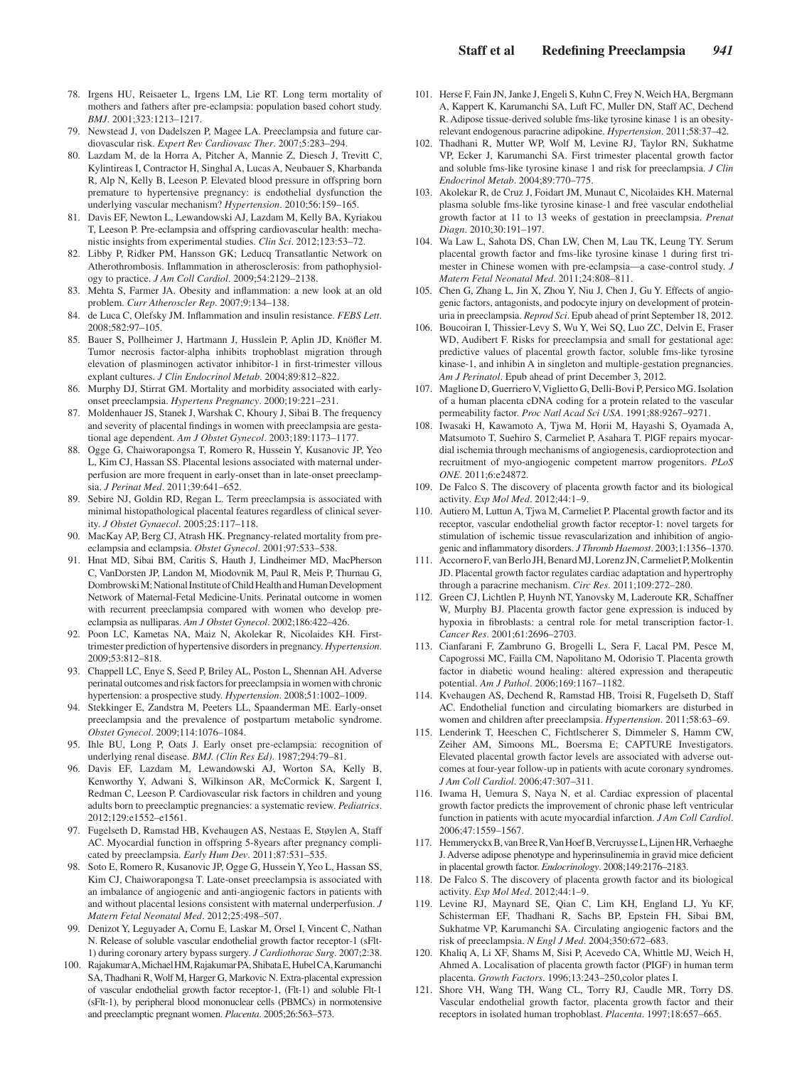78. Irgens HU, Reisaeter L, Irgens LM, Lie RT. Long term mortality of mothers and fathers after pre-eclampsia: population based cohort study. *BMJ*. 2001;323:1213–1217.
79. Newstead J, von Dadelszen P, Magee LA. Preeclampsia and future cardiovascular risk. *Expert Rev Cardiovasc Ther*. 2007;5:283–294.
80. Lazdam M, de la Horra A, Pitcher A, Mannie Z, Diesch J, Trevitt C, Kylintireas I, Contractor H, Singhal A, Lucas A, Neubauer S, Kharbanda R, Alp N, Kelly B, Leeson P. Elevated blood pressure in offspring born premature to hypertensive pregnancy: is endothelial dysfunction the underlying vascular mechanism? *Hypertension*. 2010;56:159–165.
81. Davis EF, Newton L, Lewandowski AJ, Lazdam M, Kelly BA, Kyriakou T, Leeson P. Pre-eclampsia and offspring cardiovascular health: mechanistic insights from experimental studies. *Clin Sci*. 2012;123:53–72.
82. Libby P, Ridker PM, Hansson GK; Leducq Transatlantic Network on Atherothrombosis. Inflammation in atherosclerosis: from pathophysiology to practice. *J Am Coll Cardiol*. 2009;54:2129–2138.
83. Mehta S, Farmer JA. Obesity and inflammation: a new look at an old problem. *Curr Atheroscler Rep*. 2007;9:134–138.
84. de Luca C, Olefsky JM. Inflammation and insulin resistance. *FEBS Lett*. 2008;582:97–105.
85. Bauer S, Pollheimer J, Hartmann J, Husslein P, Aplin JD, Knöfler M. Tumor necrosis factor-alpha inhibits trophoblast migration through elevation of plasminogen activator inhibitor-1 in first-trimester villous explant cultures. *J Clin Endocrinol Metab*. 2004;89:812–822.
86. Murphy DJ, Stirrat GM. Mortality and morbidity associated with early-onset preeclampsia. *Hypertens Pregnancy*. 2000;19:221–231.
87. Moldenhauer JS, Stanek J, Warshak C, Khoury J, Sibai B. The frequency and severity of placental findings in women with preeclampsia are gestational age dependent. *Am J Obstet Gynecol*. 2003;189:1173–1177.
88. Ogge G, Chaiworapongsa T, Romero R, Hussein Y, Kusanovic JP, Yeo L, Kim CJ, Hassan SS. Placental lesions associated with maternal underperfusion are more frequent in early-onset than in late-onset preeclampsia. *J Perinat Med*. 2011;39:641–652.
89. Sebire NJ, Goldin RD, Regan L. Term preeclampsia is associated with minimal histopathological placental features regardless of clinical severity. *J Obstet Gynaecol*. 2005;25:117–118.
90. MacKay AP, Berg CJ, Atrash HK. Pregnancy-related mortality from preeclampsia and eclampsia. *Obstet Gynecol*. 2001;97:533–538.
91. Hnat MD, Sibai BM, Caritis S, Hauth J, Lindheimer MD, MacPherson C, VanDorsten JP, Landon M, Miodovnik M, Paul R, Meis P, Thurnau G, Dombrowski M; National Institute of Child Health and Human Development Network of Maternal-Fetal Medicine-Units. Perinatal outcome in women with recurrent preeclampsia compared with women who develop preeclampsia as nulliparas. *Am J Obstet Gynecol*. 2002;186:422–426.
92. Poon LC, Kametas NA, Maiz N, Akolekar R, Nicolaides KH. First-trimester prediction of hypertensive disorders in pregnancy. *Hypertension*. 2009;53:812–818.
93. Chappell LC, Enye S, Seed P, Briley AL, Poston L, Shennan AH. Adverse perinatal outcomes and risk factors for preeclampsia in women with chronic hypertension: a prospective study. *Hypertension*. 2008;51:1002–1009.
94. Stekkinger E, Zandstra M, Peeters LL, Spaanderman ME. Early-onset preeclampsia and the prevalence of postpartum metabolic syndrome. *Obstet Gynecol*. 2009;114:1076–1084.
95. Ihle BU, Long P, Oats J. Early onset pre-eclampsia: recognition of underlying renal disease. *BMJ. (Clin Res Ed)*. 1987;294:79–81.
96. Davis EF, Lazdam M, Lewandowski AJ, Worton SA, Kelly B, Kenworthy Y, Adwani S, Wilkinson AR, McCormick K, Sargent I, Redman C, Leeson P. Cardiovascular risk factors in children and young adults born to preeclamptic pregnancies: a systematic review. *Pediatrics*. 2012;129:e1552–e1561.
97. Fugelseth D, Ramstad HB, Kvehaugen AS, Nestaas E, Støylen A, Staff AC. Myocardial function in offspring 5-8years after pregnancy complicated by preeclampsia. *Early Hum Dev*. 2011;87:531–535.
98. Soto E, Romero R, Kusanovic JP, Ogge G, Hussein Y, Yeo L, Hassan SS, Kim CJ, Chaiworapongsa T. Late-onset preeclampsia is associated with an imbalance of angiogenic and anti-angiogenic factors in patients with and without placental lesions consistent with maternal underperfusion. *J Matern Fetal Neonatal Med*. 2012;25:498–507.
99. Denizot Y, Leguyader A, Cornu E, Laskar M, Orsel I, Vincent C, Nathan N. Release of soluble vascular endothelial growth factor receptor-1 (sFlt-1) during coronary artery bypass surgery. *J Cardiothorac Surg*. 2007;2:38.
100. Rajakumar A, Michael HM, Rajakumar PA, Shibata E, Hubel CA, Karumanchi SA, Thadhani R, Wolf M, Harger G, Markovic N. Extra-placental expression of vascular endothelial growth factor receptor-1, (Flt-1) and soluble Flt-1 (sFlt-1), by peripheral blood mononuclear cells (PBMCs) in normotensive and preeclamptic pregnant women. *Placenta*. 2005;26:563–573.
101. Herse F, Fain JN, Janke J, Engeli S, Kuhn C, Frey N, Weich HA, Bergmann A, Kappert K, Karumanchi SA, Luft FC, Muller DN, Staff AC, Dechend R. Adipose tissue-derived soluble fms-like tyrosine kinase 1 is an obesity-relevant endogenous paracrine adipokine. *Hypertension*. 2011;58:37–42.
102. Thadhani R, Mutter WP, Wolf M, Levine RJ, Taylor RN, Sukhatme VP, Ecker J, Karumanchi SA. First trimester placental growth factor and soluble fms-like tyrosine kinase 1 and risk for preeclampsia. *J Clin Endocrinol Metab*. 2004;89:770–775.
103. Akolekar R, de Cruz J, Foidart JM, Munaut C, Nicolaides KH. Maternal plasma soluble fms-like tyrosine kinase-1 and free vascular endothelial growth factor at 11 to 13 weeks of gestation in preeclampsia. *Prenat Diagn*. 2010;30:191–197.
104. Wa Law L, Sahota DS, Chan LW, Chen M, Lau TK, Leung TY. Serum placental growth factor and fms-like tyrosine kinase 1 during first trimester in Chinese women with pre-eclampsia—a case-control study. *J Matern Fetal Neonatal Med*. 2011;24:808–811.
105. Chen G, Zhang L, Jin X, Zhou Y, Niu J, Chen J, Gu Y. Effects of angiogenic factors, antagonists, and podocyte injury on development of proteinuria in preeclampsia. *Reprod Sci*. Epub ahead of print September 18, 2012.
106. Boucoiran I, Thissier-Levy S, Wu Y, Wei SQ, Luo ZC, Delvin E, Fraser WD, Audibert F. Risks for preeclampsia and small for gestational age: predictive values of placental growth factor, soluble fms-like tyrosine kinase-1, and inhibin A in singleton and multiple-gestation pregnancies. *Am J Perinatol*. Epub ahead of print December 3, 2012.
107. Maglione D, Guerriero V, Viglietto G, Delli-Bovi P, Persico MG. Isolation of a human placenta cDNA coding for a protein related to the vascular permeability factor. *Proc Natl Acad Sci USA*. 1991;88:9267–9271.
108. Iwasaki H, Kawamoto A, Tjwa M, Horii M, Hayashi S, Oyamada A, Matsumoto T, Suehiro S, Carmeliet P, Asahara T. PlGF repairs myocardial ischemia through mechanisms of angiogenesis, cardioprotection and recruitment of myo-angiogenic competent marrow progenitors. *PLoS ONE*. 2011;6:e24872.
109. De Falco S. The discovery of placenta growth factor and its biological activity. *Exp Mol Med*. 2012;44:1–9.
110. Autiero M, Luttun A, Tjwa M, Carmeliet P. Placental growth factor and its receptor, vascular endothelial growth factor receptor-1: novel targets for stimulation of ischemic tissue revascularization and inhibition of angiogenic and inflammatory disorders. *J Thromb Haemost*. 2003;1:1356–1370.
111. Accornero F, van Berlo JH, Benard MJ, Lorenz JN, Carmeliet P, Molkentin JD. Placental growth factor regulates cardiac adaptation and hypertrophy through a paracrine mechanism. *Circ Res*. 2011;109:272–280.
112. Green CJ, Lichtlen P, Huynh NT, Yanovsky M, Laderoute KR, Schaffner W, Murphy BJ. Placenta growth factor gene expression is induced by hypoxia in fibroblasts: a central role for metal transcription factor-1. *Cancer Res*. 2001;61:2696–2703.
113. Cianfarani F, Zambruno G, Brogelli L, Sera F, Lacal PM, Pesce M, Capogrossi MC, Failla CM, Napolitano M, Odorisio T. Placenta growth factor in diabetic wound healing: altered expression and therapeutic potential. *Am J Pathol*. 2006;169:1167–1182.
114. Kvehaugen AS, Dechend R, Ramstad HB, Troisi R, Fugelseth D, Staff AC. Endothelial function and circulating biomarkers are disturbed in women and children after preeclampsia. *Hypertension*. 2011;58:63–69.
115. Lenderink T, Heeschen C, Fichtlscherer S, Dimmeler S, Hamm CW, Zeiher AM, Simoons ML, Boersma E; CAPTURE Investigators. Elevated placental growth factor levels are associated with adverse outcomes at four-year follow-up in patients with acute coronary syndromes. *J Am Coll Cardiol*. 2006;47:307–311.
116. Iwama H, Uemura S, Naya N, et al. Cardiac expression of placental growth factor predicts the improvement of chronic phase left ventricular function in patients with acute myocardial infarction. *J Am Coll Cardiol*. 2006;47:1559–1567.
117. Hemmeryckx B, van Bree R, Van Hoef B, Vercruysse L, Lijnen HR, Verhaeghe J. Adverse adipose phenotype and hyperinsulinemia in gravid mice deficient in placental growth factor. *Endocrinology*. 2008;149:2176–2183.
118. De Falco S. The discovery of placenta growth factor and its biological activity. *Exp Mol Med*. 2012;44:1–9.
119. Levine RJ, Maynard SE, Qian C, Lim KH, England LJ, Yu KF, Schisterman EF, Thadhani R, Sachs BP, Epstein FH, Sibai BM, Sukhatme VP, Karumanchi SA. Circulating angiogenic factors and the risk of preeclampsia. *N Engl J Med*. 2004;350:672–683.
120. Khaliq A, Li XF, Shams M, Sisi P, Acevedo CA, Whittle MJ, Weich H, Ahmed A. Localisation of placenta growth factor (PIGF) in human term placenta. *Growth Factors*. 1996;13:243–250,color plates I.
121. Shore VH, Wang TH, Wang CL, Torry RJ, Caudle MR, Torry DS. Vascular endothelial growth factor, placenta growth factor and their receptors in isolated human trophoblast. *Placenta*. 1997;18:657–665.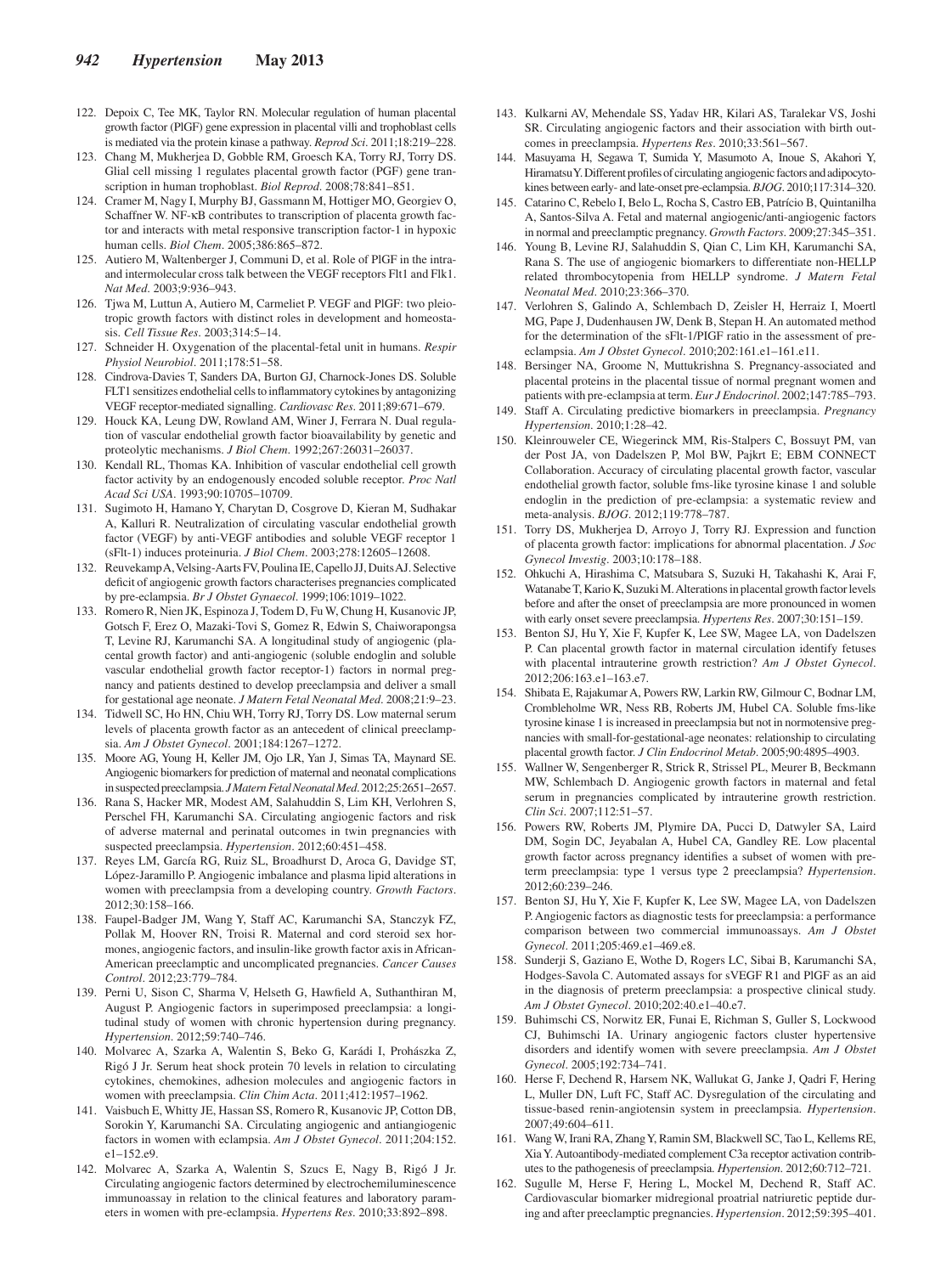122. Depoix C, Tee MK, Taylor RN. Molecular regulation of human placental growth factor (PlGF) gene expression in placental villi and trophoblast cells is mediated via the protein kinase a pathway. *Reprod Sci*. 2011;18:219–228.
123. Chang M, Mukherjea D, Gobble RM, Groesch KA, Torry RJ, Torry DS. Glial cell missing 1 regulates placental growth factor (PGF) gene transcription in human trophoblast. *Biol Reprod*. 2008;78:841–851.
124. Cramer M, Nagy I, Murphy BJ, Gassmann M, Hottiger MO, Georgiev O, Schaffner W. NF-κB contributes to transcription of placenta growth factor and interacts with metal responsive transcription factor-1 in hypoxic human cells. *Biol Chem*. 2005;386:865–872.
125. Autiero M, Waltenberger J, Communi D, et al. Role of PlGF in the intra- and intermolecular cross talk between the VEGF receptors Flt1 and Flk1. *Nat Med*. 2003;9:936–943.
126. Tjwa M, Luttun A, Autiero M, Carmeliet P. VEGF and PlGF: two pleiotropic growth factors with distinct roles in development and homeostasis. *Cell Tissue Res*. 2003;314:5–14.
127. Schneider H. Oxygenation of the placental-fetal unit in humans. *Respir Physiol Neurobiol*. 2011;178:51–58.
128. Cindrova-Davies T, Sanders DA, Burton GJ, Charnock-Jones DS. Soluble FLT1 sensitizes endothelial cells to inflammatory cytokines by antagonizing VEGF receptor-mediated signalling. *Cardiovasc Res*. 2011;89:671–679.
129. Houck KA, Leung DW, Rowland AM, Winer J, Ferrara N. Dual regulation of vascular endothelial growth factor bioavailability by genetic and proteolytic mechanisms. *J Biol Chem*. 1992;267:26031–26037.
130. Kendall RL, Thomas KA. Inhibition of vascular endothelial cell growth factor activity by an endogenously encoded soluble receptor. *Proc Natl Acad Sci USA*. 1993;90:10705–10709.
131. Sugimoto H, Hamano Y, Charytan D, Cosgrove D, Kieran M, Sudhakar A, Kalluri R. Neutralization of circulating vascular endothelial growth factor (VEGF) by anti-VEGF antibodies and soluble VEGF receptor 1 (sFlt-1) induces proteinuria. *J Biol Chem*. 2003;278:12605–12608.
132. Reuvekamp A, Velsing-Aarts FV, Poulina IE, Capello JJ, Duits AJ. Selective deficit of angiogenic growth factors characterises pregnancies complicated by pre-eclampsia. *Br J Obstet Gynaecol*. 1999;106:1019–1022.
133. Romero R, Nien JK, Espinoza J, Todem D, Fu W, Chung H, Kusanovic JP, Gotsch F, Erez O, Mazaki-Tovi S, Gomez R, Edwin S, Chaiworapongsa T, Levine RJ, Karumanchi SA. A longitudinal study of angiogenic (placental growth factor) and anti-angiogenic (soluble endoglin and soluble vascular endothelial growth factor receptor-1) factors in normal pregnancy and patients destined to develop preeclampsia and deliver a small for gestational age neonate. *J Matern Fetal Neonatal Med*. 2008;21:9–23.
134. Tidwell SC, Ho HN, Chiu WH, Torry RJ, Torry DS. Low maternal serum levels of placenta growth factor as an antecedent of clinical preeclampsia. *Am J Obstet Gynecol*. 2001;184:1267–1272.
135. Moore AG, Young H, Keller JM, Ojo LR, Yan J, Simas TA, Maynard SE. Angiogenic biomarkers for prediction of maternal and neonatal complications in suspected preeclampsia. *J Matern Fetal Neonatal Med*. 2012;25:2651–2657.
136. Rana S, Hacker MR, Modest AM, Salahuddin S, Lim KH, Verlohren S, Perschel FH, Karumanchi SA. Circulating angiogenic factors and risk of adverse maternal and perinatal outcomes in twin pregnancies with suspected preeclampsia. *Hypertension*. 2012;60:451–458.
137. Reyes LM, García RG, Ruiz SL, Broadhurst D, Aroca G, Davidge ST, López-Jaramillo P. Angiogenic imbalance and plasma lipid alterations in women with preeclampsia from a developing country. *Growth Factors*. 2012;30:158–166.
138. Faupel-Badger JM, Wang Y, Staff AC, Karumanchi SA, Stanczyk FZ, Pollak M, Hoover RN, Troisi R. Maternal and cord steroid sex hormones, angiogenic factors, and insulin-like growth factor axis in African-American preeclamptic and uncomplicated pregnancies. *Cancer Causes Control*. 2012;23:779–784.
139. Perni U, Sison C, Sharma V, Helseth G, Hawfield A, Suthanthiran M, August P. Angiogenic factors in superimposed preeclampsia: a longitudinal study of women with chronic hypertension during pregnancy. *Hypertension*. 2012;59:740–746.
140. Molvarec A, Szarka A, Walentin S, Beko G, Karádi I, Prohászka Z, Rigó J Jr. Serum heat shock protein 70 levels in relation to circulating cytokines, chemokines, adhesion molecules and angiogenic factors in women with preeclampsia. *Clin Chim Acta*. 2011;412:1957–1962.
141. Vaisbuch E, Whitty JE, Hassan SS, Romero R, Kusanovic JP, Cotton DB, Sorokin Y, Karumanchi SA. Circulating angiogenic and antiangiogenic factors in women with eclampsia. *Am J Obstet Gynecol*. 2011;204:152.e1–152.e9.
142. Molvarec A, Szarka A, Walentin S, Szucs E, Nagy B, Rigó J Jr. Circulating angiogenic factors determined by electrochemiluminescence immunoassay in relation to the clinical features and laboratory parameters in women with pre-eclampsia. *Hypertens Res*. 2010;33:892–898.
143. Kulkarni AV, Mehendale SS, Yadav HR, Kilari AS, Taralekar VS, Joshi SR. Circulating angiogenic factors and their association with birth outcomes in preeclampsia. *Hypertens Res*. 2010;33:561–567.
144. Masuyama H, Segawa T, Sumida Y, Masumoto A, Inoue S, Akahori Y, Hiramatsu Y. Different profiles of circulating angiogenic factors and adipocytokines between early- and late-onset pre-eclampsia. *BJOG*. 2010;117:314–320.
145. Catarino C, Rebelo I, Belo L, Rocha S, Castro EB, Patrício B, Quintanilha A, Santos-Silva A. Fetal and maternal angiogenic/anti-angiogenic factors in normal and preeclamptic pregnancy. *Growth Factors*. 2009;27:345–351.
146. Young B, Levine RJ, Salahuddin S, Qian C, Lim KH, Karumanchi SA, Rana S. The use of angiogenic biomarkers to differentiate non-HELLP related thrombocytopenia from HELLP syndrome. *J Matern Fetal Neonatal Med*. 2010;23:366–370.
147. Verlohren S, Galindo A, Schlembach D, Zeisler H, Herraiz I, Moertl MG, Pape J, Dudenhausen JW, Denk B, Stepan H. An automated method for the determination of the sFlt-1/PIGF ratio in the assessment of preeclampsia. *Am J Obstet Gynecol*. 2010;202:161.e1–161.e11.
148. Bersinger NA, Groome N, Muttukrishna S. Pregnancy-associated and placental proteins in the placental tissue of normal pregnant women and patients with pre-eclampsia at term. *Eur J Endocrinol*. 2002;147:785–793.
149. Staff A. Circulating predictive biomarkers in preeclampsia. *Pregnancy Hypertension*. 2010;1:28–42.
150. Kleinrouweler CE, Wiegerinck MM, Ris-Stalpers C, Bossuyt PM, van der Post JA, von Dadelszen P, Mol BW, Pajkrt E; EBM CONNECT Collaboration. Accuracy of circulating placental growth factor, vascular endothelial growth factor, soluble fms-like tyrosine kinase 1 and soluble endoglin in the prediction of pre-eclampsia: a systematic review and meta-analysis. *BJOG*. 2012;119:778–787.
151. Torry DS, Mukherjea D, Arroyo J, Torry RJ. Expression and function of placenta growth factor: implications for abnormal placentation. *J Soc Gynecol Investig*. 2003;10:178–188.
152. Ohkuchi A, Hirashima C, Matsubara S, Suzuki H, Takahashi K, Arai F, Watanabe T, Kario K, Suzuki M. Alterations in placental growth factor levels before and after the onset of preeclampsia are more pronounced in women with early onset severe preeclampsia. *Hypertens Res*. 2007;30:151–159.
153. Benton SJ, Hu Y, Xie F, Kupfer K, Lee SW, Magee LA, von Dadelszen P. Can placental growth factor in maternal circulation identify fetuses with placental intrauterine growth restriction? *Am J Obstet Gynecol*. 2012;206:163.e1–163.e7.
154. Shibata E, Rajakumar A, Powers RW, Larkin RW, Gilmour C, Bodnar LM, Crombleholme WR, Ness RB, Roberts JM, Hubel CA. Soluble fms-like tyrosine kinase 1 is increased in preeclampsia but not in normotensive pregnancies with small-for-gestational-age neonates: relationship to circulating placental growth factor. *J Clin Endocrinol Metab*. 2005;90:4895–4903.
155. Wallner W, Sengenberger R, Strick R, Strissel PL, Meurer B, Beckmann MW, Schlembach D. Angiogenic growth factors in maternal and fetal serum in pregnancies complicated by intrauterine growth restriction. *Clin Sci*. 2007;112:51–57.
156. Powers RW, Roberts JM, Plymire DA, Pucci D, Datwyler SA, Laird DM, Sogin DC, Jeyabalan A, Hubel CA, Gandley RE. Low placental growth factor across pregnancy identifies a subset of women with preterm preeclampsia: type 1 versus type 2 preeclampsia? *Hypertension*. 2012;60:239–246.
157. Benton SJ, Hu Y, Xie F, Kupfer K, Lee SW, Magee LA, von Dadelszen P. Angiogenic factors as diagnostic tests for preeclampsia: a performance comparison between two commercial immunoassays. *Am J Obstet Gynecol*. 2011;205:469.e1–469.e8.
158. Sunderji S, Gaziano E, Wothe D, Rogers LC, Sibai B, Karumanchi SA, Hodges-Savola C. Automated assays for sVEGF R1 and PlGF as an aid in the diagnosis of preterm preeclampsia: a prospective clinical study. *Am J Obstet Gynecol*. 2010;202:40.e1–40.e7.
159. Buhimschi CS, Norwitz ER, Funai E, Richman S, Guller S, Lockwood CJ, Buhimschi IA. Urinary angiogenic factors cluster hypertensive disorders and identify women with severe preeclampsia. *Am J Obstet Gynecol*. 2005;192:734–741.
160. Herse F, Dechend R, Harsem NK, Wallukat G, Janke J, Qadri F, Hering L, Muller DN, Luft FC, Staff AC. Dysregulation of the circulating and tissue-based renin-angiotensin system in preeclampsia. *Hypertension*. 2007;49:604–611.
161. Wang W, Irani RA, Zhang Y, Ramin SM, Blackwell SC, Tao L, Kellems RE, Xia Y. Autoantibody-mediated complement C3a receptor activation contributes to the pathogenesis of preeclampsia. *Hypertension*. 2012;60:712–721.
162. Sugulle M, Herse F, Hering L, Mockel M, Dechend R, Staff AC. Cardiovascular biomarker midregional proatrial natriuretic peptide during and after preeclamptic pregnancies. *Hypertension*. 2012;59:395–401.